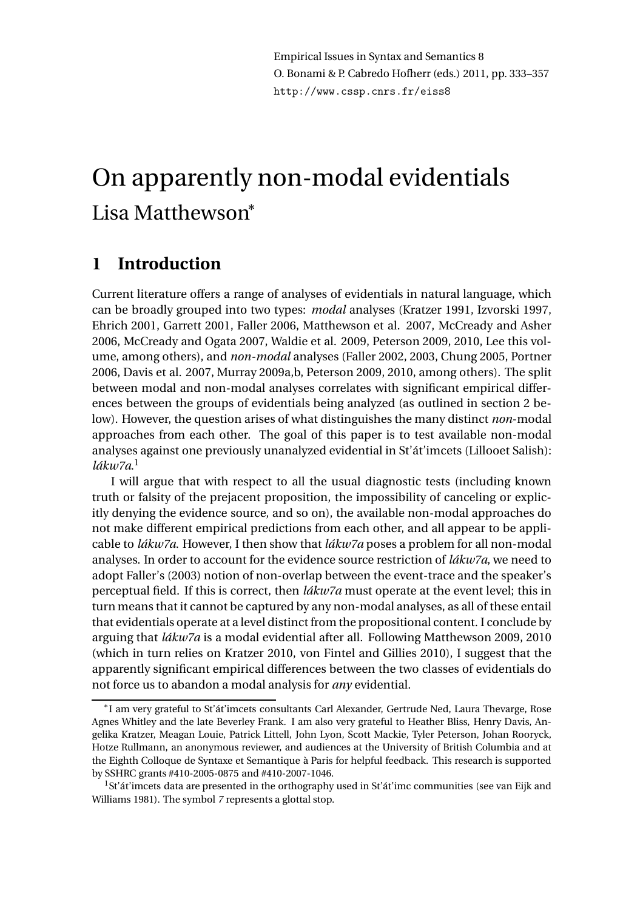# On apparently non-modal evidentials

Lisa Matthewson*

## 1 Introduction

Current literature offers a range of analyses of evidentials in natural language, which can be broadly grouped into two types: *modal* analyses (Kratzer 1991, Izvorski 1997, Ehrich 2001, Garrett 2001, Faller 2006, Matthewson et al. 2007, McCready and Asher 2006, McCready and Ogata 2007, Waldie et al. 2009, Peterson 2009, 2010, Lee this volume, among others), and *non-modal* analyses (Faller 2002, 2003, Chung 2005, Portner 2006, Davis et al. 2007, Murray 2009a,b, Peterson 2009, 2010, among others). The split between modal and non-modal analyses correlates with significant empirical differences between the groups of evidentials being analyzed (as outlined in section 2 below). However, the question arises of what distinguishes the many distinct *non*-modal approaches from each other. The goal of this paper is to test available non-modal analyses against one previously unanalyzed evidential in St'át'imcets (Lillooet Salish): *lákw7a*.[1]

I will argue that with respect to all the usual diagnostic tests (including known truth or falsity of the prejacent proposition, the impossibility of canceling or explicitly denying the evidence source, and so on), the available non-modal approaches do not make different empirical predictions from each other, and all appear to be applicable to *lákw7a*. However, I then show that *lákw7a* poses a problem for all non-modal analyses. In order to account for the evidence source restriction of *lákw7a*, we need to adopt Faller's (2003) notion of non-overlap between the event-trace and the speaker's perceptual field. If this is correct, then *lákw7a* must operate at the event level; this in turn means that it cannot be captured by any non-modal analyses, as all of these entail that evidentials operate at a level distinct from the propositional content. I conclude by arguing that *lákw7a* is a modal evidential after all. Following Matthewson 2009, 2010 (which in turn relies on Kratzer 2010, von Fintel and Gillies 2010), I suggest that the apparently significant empirical differences between the two classes of evidentials do not force us to abandon a modal analysis for *any* evidential.

*I am very grateful to St'át'imcets consultants Carl Alexander, Gertrude Ned, Laura Thevarge, Rose Agnes Whitley and the late Beverley Frank. I am also very grateful to Heather Bliss, Henry Davis, Angelika Kratzer, Meagan Louie, Patrick Littell, John Lyon, Scott Mackie, Tyler Peterson, Johan Rooryck, Hotze Rullmann, an anonymous reviewer, and audiences at the University of British Columbia and at the Eighth Colloque de Syntaxe et Semantique à Paris for helpful feedback. This research is supported by SSHRC grants #410-2005-0875 and #410-2007-1046.

[1] St'át'imcets data are presented in the orthography used in St'át'imc communities (see van Eijk and Williams 1981). The symbol *7* represents a glottal stop.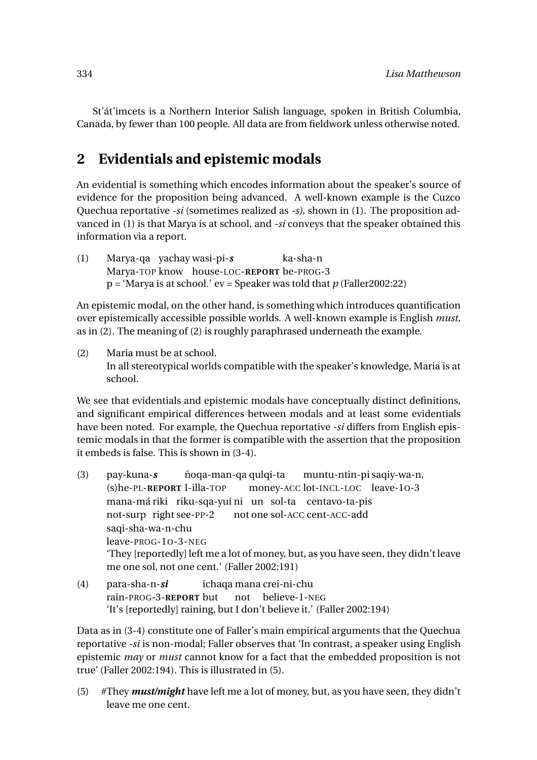St'át'imcets is a Northern Interior Salish language, spoken in British Columbia, Canada, by fewer than 100 people. All data are from fieldwork unless otherwise noted.

## 2 Evidentials and epistemic modals

An evidential is something which encodes information about the speaker's source of evidence for the proposition being advanced. A well-known example is the Cuzco Quechua reportative *-si* (sometimes realized as *-s)*, shown in (1). The proposition advanced in (1) is that Marya is at school, and *-si* conveys that the speaker obtained this information via a report.

(1) Marya-qa yachay wasi-pi-***s*** ka-sha-n
  Marya-TOP know house-LOC-**REPORT** be-PROG-3
  p = 'Marya is at school.' ev = Speaker was told that *p* (Faller2002:22)

An epistemic modal, on the other hand, is something which introduces quantification over epistemically accessible possible worlds. A well-known example is English *must,* as in (2). The meaning of (2) is roughly paraphrased underneath the example.

(2) Maria must be at school.
  In all stereotypical worlds compatible with the speaker's knowledge, Maria is at school.

We see that evidentials and epistemic modals have conceptually distinct definitions, and significant empirical differences between modals and at least some evidentials have been noted. For example, the Quechua reportative *-si* differs from English epistemic modals in that the former is compatible with the assertion that the proposition it embeds is false. This is shown in (3-4).

(3) pay-kuna-***s*** ñoqa-man-qa qulqi-ta muntu-ntin-pi saqiy-wa-n,
  (s)he-PL-**REPORT** I-illa-TOP money-ACC lot-INCL-LOC leave-1O-3
  mana-má riki riku-sqa-yui ni un sol-ta centavo-ta-pis
  not-surp right see-PP-2 not one sol-ACC cent-ACC-add
  saqi-sha-wa-n-chu
  leave-PROG-1O-3-NEG
  'They [reportedly] left me a lot of money, but, as you have seen, they didn't leave me one sol, not one cent.' (Faller 2002:191)

(4) para-sha-n-***si*** ichaqa mana crei-ni-chu
  rain-PROG-3-**REPORT** but not believe-1-NEG
  'It's [reportedly] raining, but I don't believe it.' (Faller 2002:194)

Data as in (3-4) constitute one of Faller's main empirical arguments that the Quechua reportative *-si* is non-modal; Faller observes that 'In contrast, a speaker using English epistemic *may* or *must* cannot know for a fact that the embedded proposition is not true' (Faller 2002:194). This is illustrated in (5).

(5) #They ***must/might*** have left me a lot of money, but, as you have seen, they didn't leave me one cent.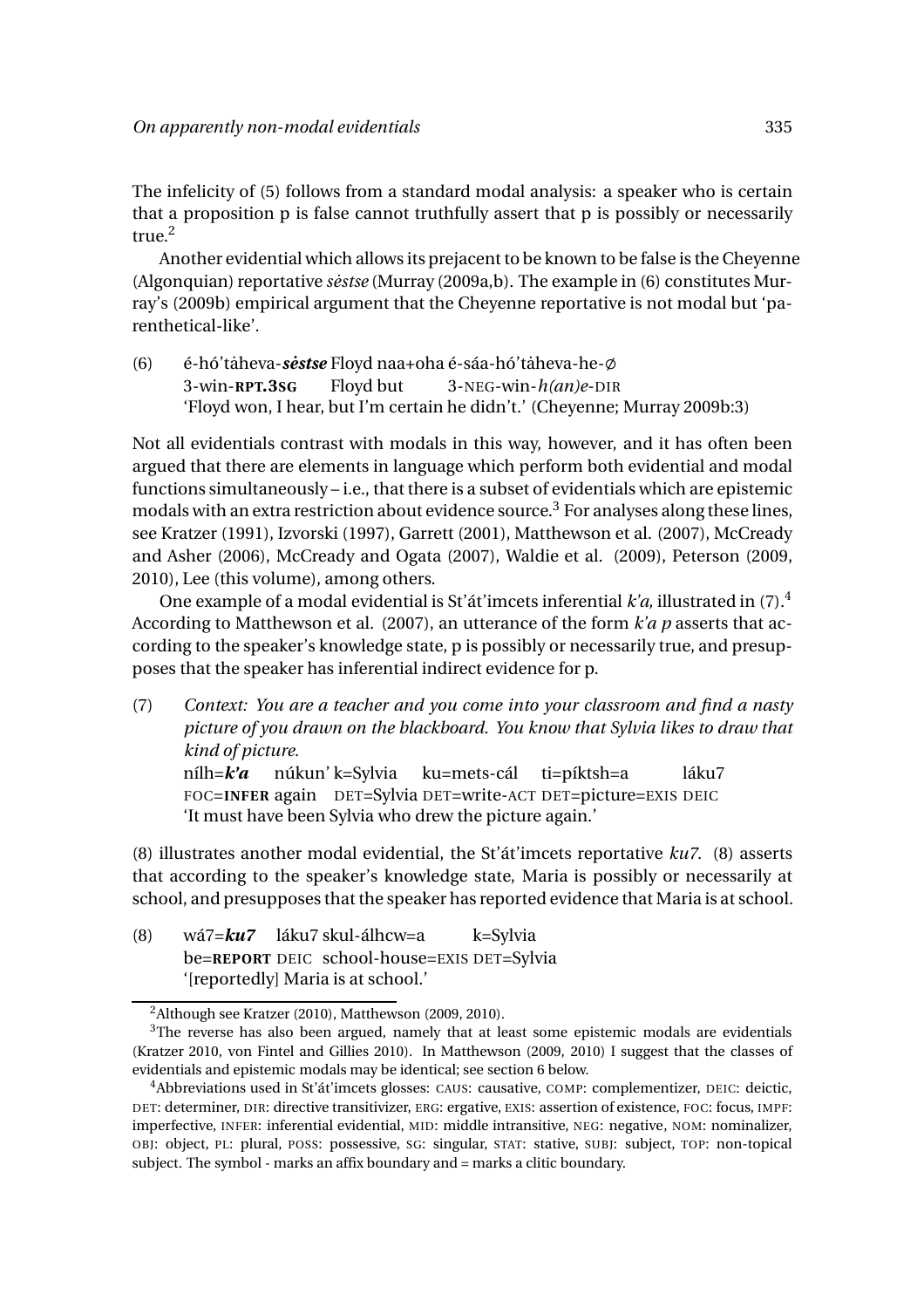The infelicity of (5) follows from a standard modal analysis: a speaker who is certain that a proposition p is false cannot truthfully assert that p is possibly or necessarily true.[2]

Another evidential which allows its prejacent to be known to be false is the Cheyenne (Algonquian) reportative *sėstse* (Murray (2009a,b). The example in (6) constitutes Murray's (2009b) empirical argument that the Cheyenne reportative is not modal but 'parenthetical-like'.

(6) é-hó'tȧheva-***sėstse*** Floyd naa+oha é-sáa-hó'tȧheva-he-∅
3-win-**RPT.3SG** Floyd but 3-NEG-win-*h(an)e*-DIR
'Floyd won, I hear, but I'm certain he didn't.' (Cheyenne; Murray 2009b:3)

Not all evidentials contrast with modals in this way, however, and it has often been argued that there are elements in language which perform both evidential and modal functions simultaneously – i.e., that there is a subset of evidentials which are epistemic modals with an extra restriction about evidence source.[3] For analyses along these lines, see Kratzer (1991), Izvorski (1997), Garrett (2001), Matthewson et al. (2007), McCready and Asher (2006), McCready and Ogata (2007), Waldie et al. (2009), Peterson (2009, 2010), Lee (this volume), among others.

One example of a modal evidential is St'át'imcets inferential *k'a,* illustrated in (7).[4] According to Matthewson et al. (2007), an utterance of the form *k'a p* asserts that according to the speaker's knowledge state, p is possibly or necessarily true, and presupposes that the speaker has inferential indirect evidence for p.

(7) *Context: You are a teacher and you come into your classroom and find a nasty picture of you drawn on the blackboard. You know that Sylvia likes to draw that kind of picture.*
nílh=***k'a*** núkun' k=Sylvia ku=mets-cál ti=píktsh=a láku7
FOC=**INFER** again DET=Sylvia DET=write-ACT DET=picture=EXIS DEIC
'It must have been Sylvia who drew the picture again.'

(8) illustrates another modal evidential, the St'át'imcets reportative *ku7*. (8) asserts that according to the speaker's knowledge state, Maria is possibly or necessarily at school, and presupposes that the speaker has reported evidence that Maria is at school.

(8) wá7=***ku7*** láku7 skul-álhcw=a k=Sylvia
be=**REPORT** DEIC school-house=EXIS DET=Sylvia
'[reportedly] Maria is at school.'

[2] Although see Kratzer (2010), Matthewson (2009, 2010).

[3] The reverse has also been argued, namely that at least some epistemic modals are evidentials (Kratzer 2010, von Fintel and Gillies 2010). In Matthewson (2009, 2010) I suggest that the classes of evidentials and epistemic modals may be identical; see section 6 below.

[4] Abbreviations used in St'át'imcets glosses: CAUS: causative, COMP: complementizer, DEIC: deictic, DET: determiner, DIR: directive transitivizer, ERG: ergative, EXIS: assertion of existence, FOC: focus, IMPF: imperfective, INFER: inferential evidential, MID: middle intransitive, NEG: negative, NOM: nominalizer, OBJ: object, PL: plural, POSS: possessive, SG: singular, STAT: stative, SUBJ: subject, TOP: non-topical subject. The symbol - marks an affix boundary and = marks a clitic boundary.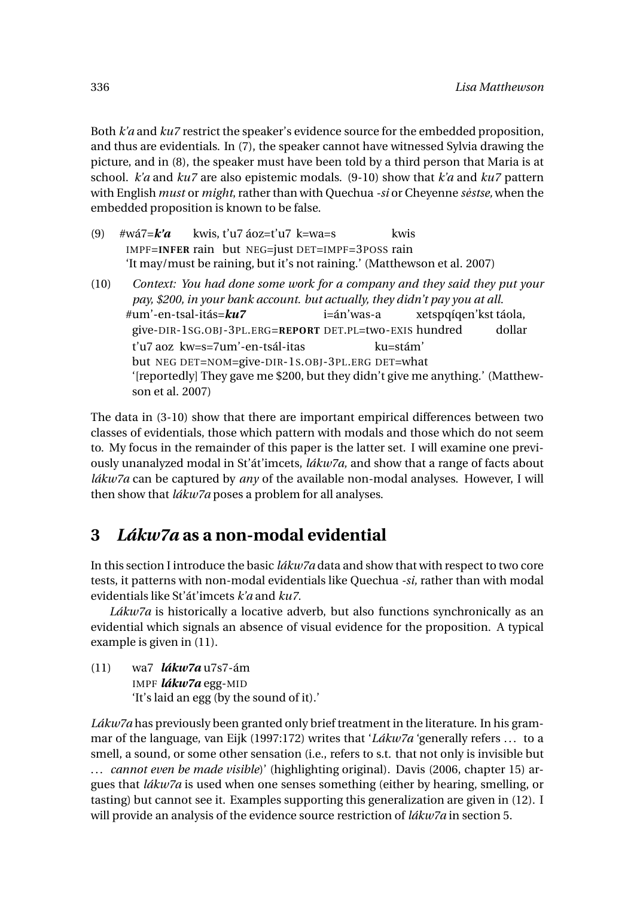Both *k'a* and *ku7* restrict the speaker's evidence source for the embedded proposition, and thus are evidentials. In (7), the speaker cannot have witnessed Sylvia drawing the picture, and in (8), the speaker must have been told by a third person that Maria is at school. *k'a* and *ku7* are also epistemic modals. (9-10) show that *k'a* and *ku7* pattern with English *must* or *might*, rather than with Quechua *-si* or Cheyenne *sėstse,* when the embedded proposition is known to be false.

(9) #wá7=***k'a*** kwis, t'u7 áoz=t'u7 k=wa=s kwis
IMPF=**INFER** rain but NEG=just DET=IMPF=3POSS rain
'It may/must be raining, but it's not raining.' (Matthewson et al. 2007)

(10) *Context: You had done some work for a company and they said they put your pay, $200, in your bank account. but actually, they didn't pay you at all.*
#um'-en-tsal-itás=***ku7*** i=án'was-a xetspqíqen'kst táola,
give-DIR-1SG.OBJ-3PL.ERG=**REPORT** DET.PL=two-EXIS hundred dollar
t'u7 aoz kw=s=7um'-en-tsál-itas ku=stám'
but NEG DET=NOM=give-DIR-1S.OBJ-3PL.ERG DET=what
'[reportedly] They gave me $200, but they didn't give me anything.' (Matthewson et al. 2007)

The data in (3-10) show that there are important empirical differences between two classes of evidentials, those which pattern with modals and those which do not seem to. My focus in the remainder of this paper is the latter set. I will examine one previously unanalyzed modal in St'át'imcets, *lákw7a,* and show that a range of facts about *lákw7a* can be captured by *any* of the available non-modal analyses. However, I will then show that *lákw7a* poses a problem for all analyses.

## 3 *Lákw7a* as a non-modal evidential

In this section I introduce the basic *lákw7a* data and show that with respect to two core tests, it patterns with non-modal evidentials like Quechua *-si,* rather than with modal evidentials like St'át'imcets *k'a* and *ku7.*

*Lákw7a* is historically a locative adverb, but also functions synchronically as an evidential which signals an absence of visual evidence for the proposition. A typical example is given in (11).

(11) wa7 ***lákw7a*** u7s7-ám
IMPF ***lákw7a*** egg-MID
'It's laid an egg (by the sound of it).'

*Lákw7a* has previously been granted only brief treatment in the literature. In his grammar of the language, van Eijk (1997:172) writes that '*Lákw7a* 'generally refers ... to a smell, a sound, or some other sensation (i.e., refers to s.t. that not only is invisible but ... *cannot even be made visible*)' (highlighting original). Davis (2006, chapter 15) argues that *lákw7a* is used when one senses something (either by hearing, smelling, or tasting) but cannot see it. Examples supporting this generalization are given in (12). I will provide an analysis of the evidence source restriction of *lákw7a* in section 5.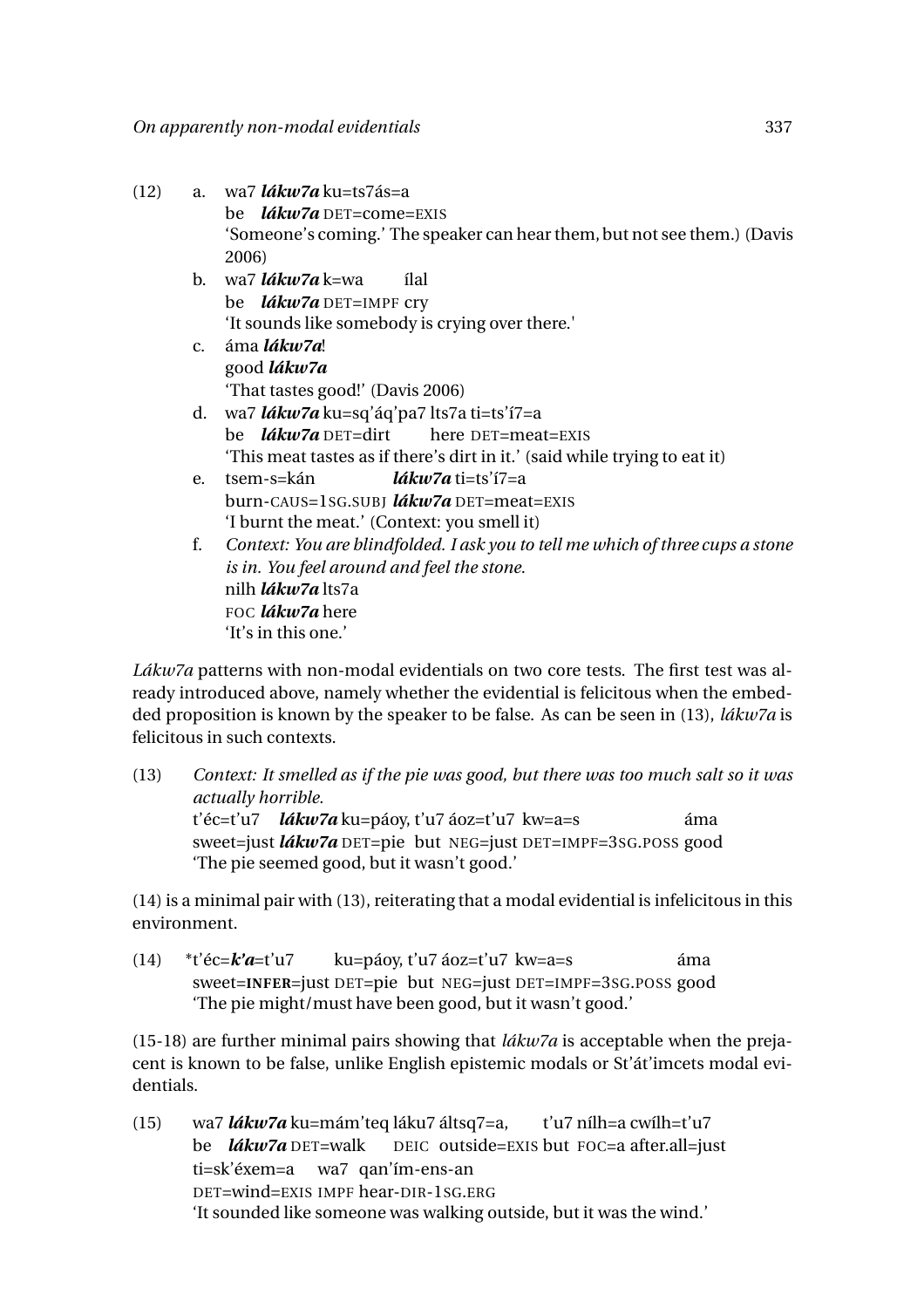(12) a. wa7 ***lákw7a*** ku=ts7ás=a
be ***lákw7a*** DET=come=EXIS
'Someone's coming.' The speaker can hear them, but not see them.) (Davis 2006)

b. wa7 ***lákw7a*** k=wa ílal
be ***lákw7a*** DET=IMPF cry
'It sounds like somebody is crying over there.'

c. áma ***lákw7a***!
good ***lákw7a***
'That tastes good!' (Davis 2006)

d. wa7 ***lákw7a*** ku=sq'áq'pa7 lts7a ti=ts'í7=a
be ***lákw7a*** DET=dirt here DET=meat=EXIS
'This meat tastes as if there's dirt in it.' (said while trying to eat it)

e. tsem-s=kán ***lákw7a*** ti=ts'í7=a
burn-CAUS=1SG.SUBJ ***lákw7a*** DET=meat=EXIS
'I burnt the meat.' (Context: you smell it)

f. *Context: You are blindfolded. I ask you to tell me which of three cups a stone is in. You feel around and feel the stone.*
nilh ***lákw7a*** lts7a
FOC ***lákw7a*** here
'It's in this one.'

*Lákw7a* patterns with non-modal evidentials on two core tests. The first test was already introduced above, namely whether the evidential is felicitous when the embedded proposition is known by the speaker to be false. As can be seen in (13), *lákw7a* is felicitous in such contexts.

(13) *Context: It smelled as if the pie was good, but there was too much salt so it was actually horrible.*
t'éc=t'u7 ***lákw7a*** ku=páoy, t'u7 áoz=t'u7 kw=a=s áma
sweet=just ***lákw7a*** DET=pie but NEG=just DET=IMPF=3SG.POSS good
'The pie seemed good, but it wasn't good.'

(14) is a minimal pair with (13), reiterating that a modal evidential is infelicitous in this environment.

(14) *t'éc=***k'a***=t'u7 ku=páoy, t'u7 áoz=t'u7 kw=a=s áma
sweet=**INFER**=just DET=pie but NEG=just DET=IMPF=3SG.POSS good
'The pie might/must have been good, but it wasn't good.'

(15-18) are further minimal pairs showing that *lákw7a* is acceptable when the prejacent is known to be false, unlike English epistemic modals or St'át'imcets modal evidentials.

(15) wa7 ***lákw7a*** ku=mám'teq láku7 áltsq7=a, t'u7 níl h=a cwílh=t'u7
be ***lákw7a*** DET=walk DEIC outside=EXIS but FOC=a after.all=just
ti=sk'éxem=a wa7 qan'ím-ens-an
DET=wind=EXIS IMPF hear-DIR-1SG.ERG
'It sounded like someone was walking outside, but it was the wind.'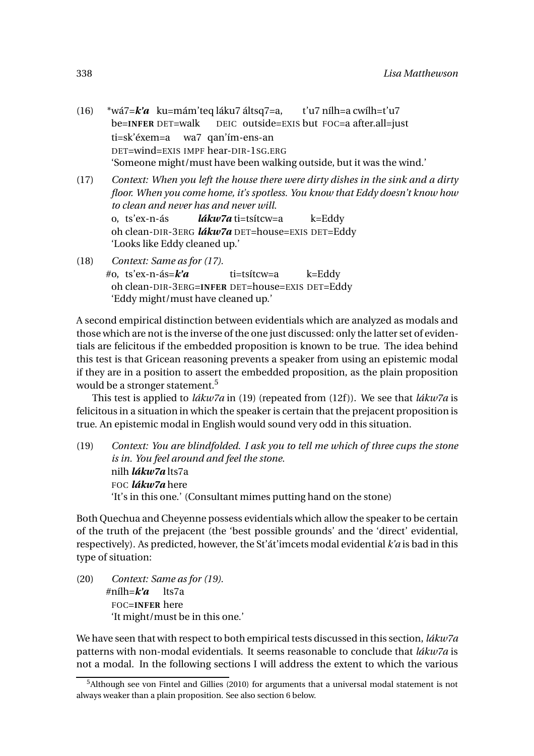(16) *wá7=***k'a*** ku=mám'teq láku7 áltsq7=a, t'u7 nílh=a cwílh=t'u7
be=**INFER** DET=walk DEIC outside=EXIS but FOC=a after.all=just
ti=sk'éxem=a wa7 qan'ím-ens-an
DET=wind=EXIS IMPF hear-DIR-1SG.ERG
'Someone might/must have been walking outside, but it was the wind.'

(17) *Context: When you left the house there were dirty dishes in the sink and a dirty floor. When you come home, it's spotless. You know that Eddy doesn't know how to clean and never has and never will.*
o, ts'ex-n-ás ***lákw7a*** ti=tsítcw=a k=Eddy
oh clean-DIR-3ERG ***lákw7a*** DET=house=EXIS DET=Eddy
'Looks like Eddy cleaned up.'

(18) *Context: Same as for (17).*
#o, ts'ex-n-ás=***k'a*** ti=tsítcw=a k=Eddy
oh clean-DIR-3ERG=**INFER** DET=house=EXIS DET=Eddy
'Eddy might/must have cleaned up.'

A second empirical distinction between evidentials which are analyzed as modals and those which are not is the inverse of the one just discussed: only the latter set of evidentials are felicitous if the embedded proposition is known to be true. The idea behind this test is that Gricean reasoning prevents a speaker from using an epistemic modal if they are in a position to assert the embedded proposition, as the plain proposition would be a stronger statement.[5]

This test is applied to *lákw7a* in (19) (repeated from (12f)). We see that *lákw7a* is felicitous in a situation in which the speaker is certain that the prejacent proposition is true. An epistemic modal in English would sound very odd in this situation.

(19) *Context: You are blindfolded. I ask you to tell me which of three cups the stone is in. You feel around and feel the stone.*
nilh ***lákw7a*** lts7a
FOC ***lákw7a*** here
'It's in this one.' (Consultant mimes putting hand on the stone)

Both Quechua and Cheyenne possess evidentials which allow the speaker to be certain of the truth of the prejacent (the 'best possible grounds' and the 'direct' evidential, respectively). As predicted, however, the St'át'imcets modal evidential *k'a* is bad in this type of situation:

(20) *Context: Same as for (19).*
#nílh=***k'a*** lts7a
FOC=**INFER** here
'It might/must be in this one.'

We have seen that with respect to both empirical tests discussed in this section, *lákw7a* patterns with non-modal evidentials. It seems reasonable to conclude that *lákw7a* is not a modal. In the following sections I will address the extent to which the various

[5]Although see von Fintel and Gillies (2010) for arguments that a universal modal statement is not always weaker than a plain proposition. See also section 6 below.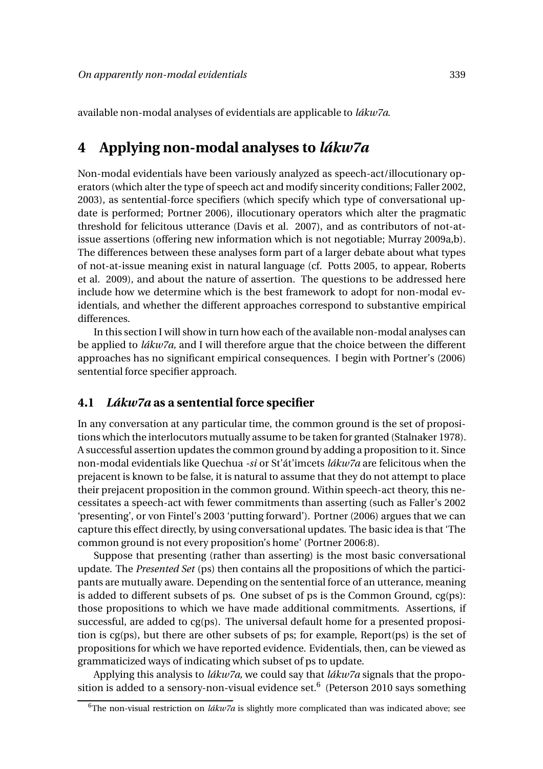available non-modal analyses of evidentials are applicable to *lákw7a*.

# 4 Applying non-modal analyses to *lákw7a*

Non-modal evidentials have been variously analyzed as speech-act/illocutionary operators (which alter the type of speech act and modify sincerity conditions; Faller 2002, 2003), as sentential-force specifiers (which specify which type of conversational update is performed; Portner 2006), illocutionary operators which alter the pragmatic threshold for felicitous utterance (Davis et al. 2007), and as contributors of not-at-issue assertions (offering new information which is not negotiable; Murray 2009a,b). The differences between these analyses form part of a larger debate about what types of not-at-issue meaning exist in natural language (cf. Potts 2005, to appear, Roberts et al. 2009), and about the nature of assertion. The questions to be addressed here include how we determine which is the best framework to adopt for non-modal evidentials, and whether the different approaches correspond to substantive empirical differences.

In this section I will show in turn how each of the available non-modal analyses can be applied to *lákw7a,* and I will therefore argue that the choice between the different approaches has no significant empirical consequences. I begin with Portner's (2006) sentential force specifier approach.

## 4.1 *Lákw7a* as a sentential force specifier

In any conversation at any particular time, the common ground is the set of propositions which the interlocutors mutually assume to be taken for granted (Stalnaker 1978). A successful assertion updates the common ground by adding a proposition to it. Since non-modal evidentials like Quechua *-si* or St'át'imcets *lákw7a* are felicitous when the prejacent is known to be false, it is natural to assume that they do not attempt to place their prejacent proposition in the common ground. Within speech-act theory, this necessitates a speech-act with fewer commitments than asserting (such as Faller's 2002 'presenting', or von Fintel's 2003 'putting forward'). Portner (2006) argues that we can capture this effect directly, by using conversational updates. The basic idea is that 'The common ground is not every proposition's home' (Portner 2006:8).

Suppose that presenting (rather than asserting) is the most basic conversational update. The *Presented Set* (ps) then contains all the propositions of which the participants are mutually aware. Depending on the sentential force of an utterance, meaning is added to different subsets of ps. One subset of ps is the Common Ground, cg(ps): those propositions to which we have made additional commitments. Assertions, if successful, are added to cg(ps). The universal default home for a presented proposition is cg(ps), but there are other subsets of ps; for example, Report(ps) is the set of propositions for which we have reported evidence. Evidentials, then, can be viewed as grammaticized ways of indicating which subset of ps to update.

Applying this analysis to *lákw7a,* we could say that *lákw7a* signals that the proposition is added to a sensory-non-visual evidence set.[6] (Peterson 2010 says something

[6] The non-visual restriction on *lákw7a* is slightly more complicated than was indicated above; see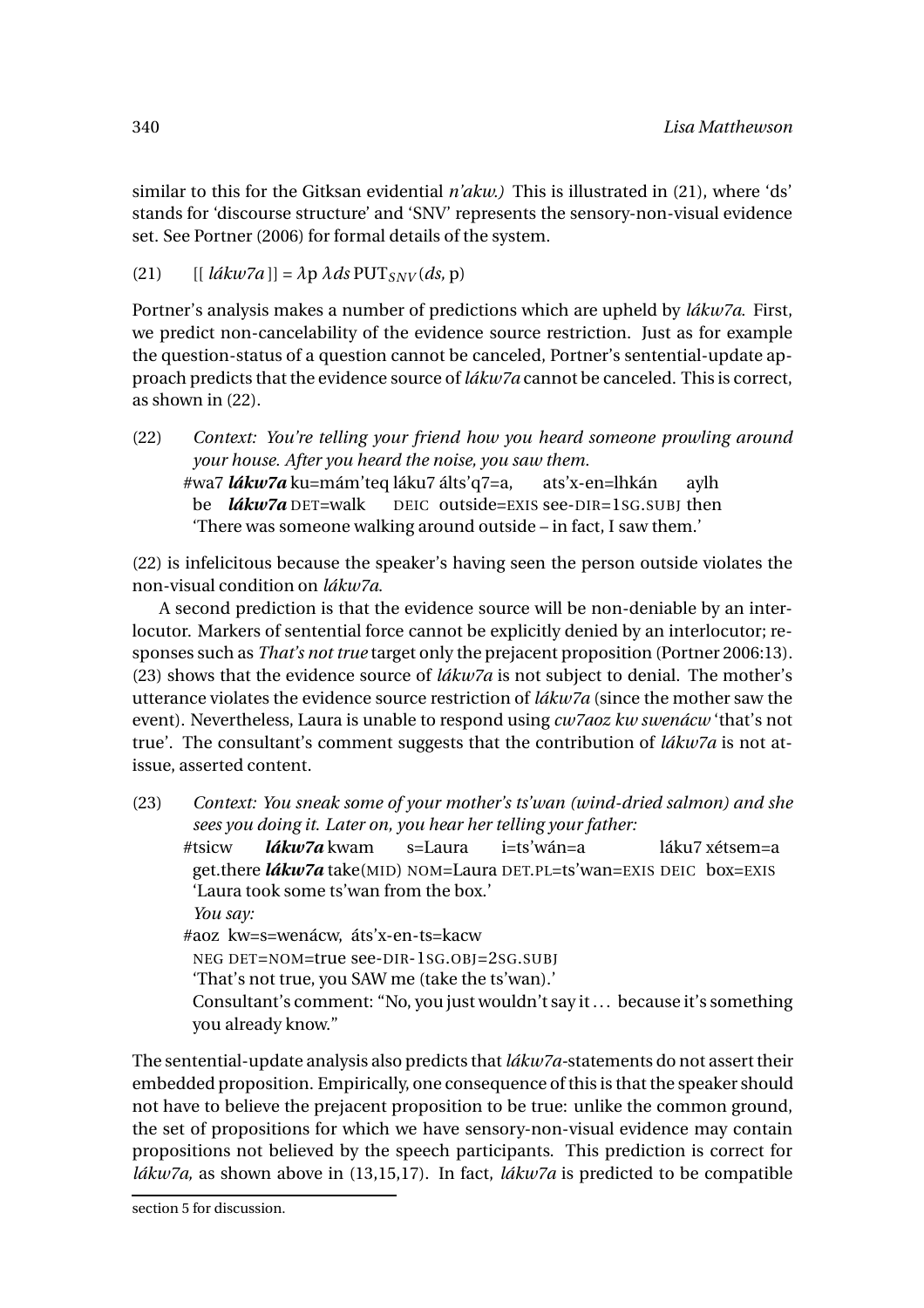similar to this for the Gitksan evidential *n'akw.)* This is illustrated in (21), where 'ds' stands for 'discourse structure' and 'SNV' represents the sensory-non-visual evidence set. See Portner (2006) for formal details of the system.

(21) [[ *lákw7a* ]] = $\lambda$p $\lambda ds$ PUT$_{SNV}$(*ds*, p)

Portner's analysis makes a number of predictions which are upheld by *lákw7a.* First, we predict non-cancelability of the evidence source restriction. Just as for example the question-status of a question cannot be canceled, Portner's sentential-update approach predicts that the evidence source of *lákw7a* cannot be canceled. This is correct, as shown in (22).

(22) *Context: You're telling your friend how you heard someone prowling around your house. After you heard the noise, you saw them.*
#wa7 ***lákw7a*** ku=mám'teq láku7 álts'q7=a, ats'x-en=lhkán aylh
be ***lákw7a*** DET=walk DEIC outside=EXIS see-DIR=1SG.SUBJ then
'There was someone walking around outside – in fact, I saw them.'

(22) is infelicitous because the speaker's having seen the person outside violates the non-visual condition on *lákw7a.*

A second prediction is that the evidence source will be non-deniable by an interlocutor. Markers of sentential force cannot be explicitly denied by an interlocutor; responses such as *That's not true* target only the prejacent proposition (Portner 2006:13). (23) shows that the evidence source of *lákw7a* is not subject to denial. The mother's utterance violates the evidence source restriction of *lákw7a* (since the mother saw the event). Nevertheless, Laura is unable to respond using *cw7aoz kw swenácw* 'that's not true'. The consultant's comment suggests that the contribution of *lákw7a* is not at-issue, asserted content.

(23) *Context: You sneak some of your mother's ts'wan (wind-dried salmon) and she sees you doing it. Later on, you hear her telling your father:*
#tsicw ***lákw7a*** kwam s=Laura i=ts'wán=a láku7 xétsem=a
get.there ***lákw7a*** take(MID) NOM=Laura DET.PL=ts'wan=EXIS DEIC box=EXIS
'Laura took some ts'wan from the box.'
*You say:*
#aoz kw=s=wenácw, áts'x-en-ts=kacw
NEG DET=NOM=true see-DIR-1SG.OBJ=2SG.SUBJ
'That's not true, you SAW me (take the ts'wan).'
Consultant's comment: "No, you just wouldn't say it ... because it's something you already know."

The sentential-update analysis also predicts that *lákw7a*-statements do not assert their embedded proposition. Empirically, one consequence of this is that the speaker should not have to believe the prejacent proposition to be true: unlike the common ground, the set of propositions for which we have sensory-non-visual evidence may contain propositions not believed by the speech participants. This prediction is correct for *lákw7a,* as shown above in (13,15,17). In fact, *lákw7a* is predicted to be compatible

section 5 for discussion.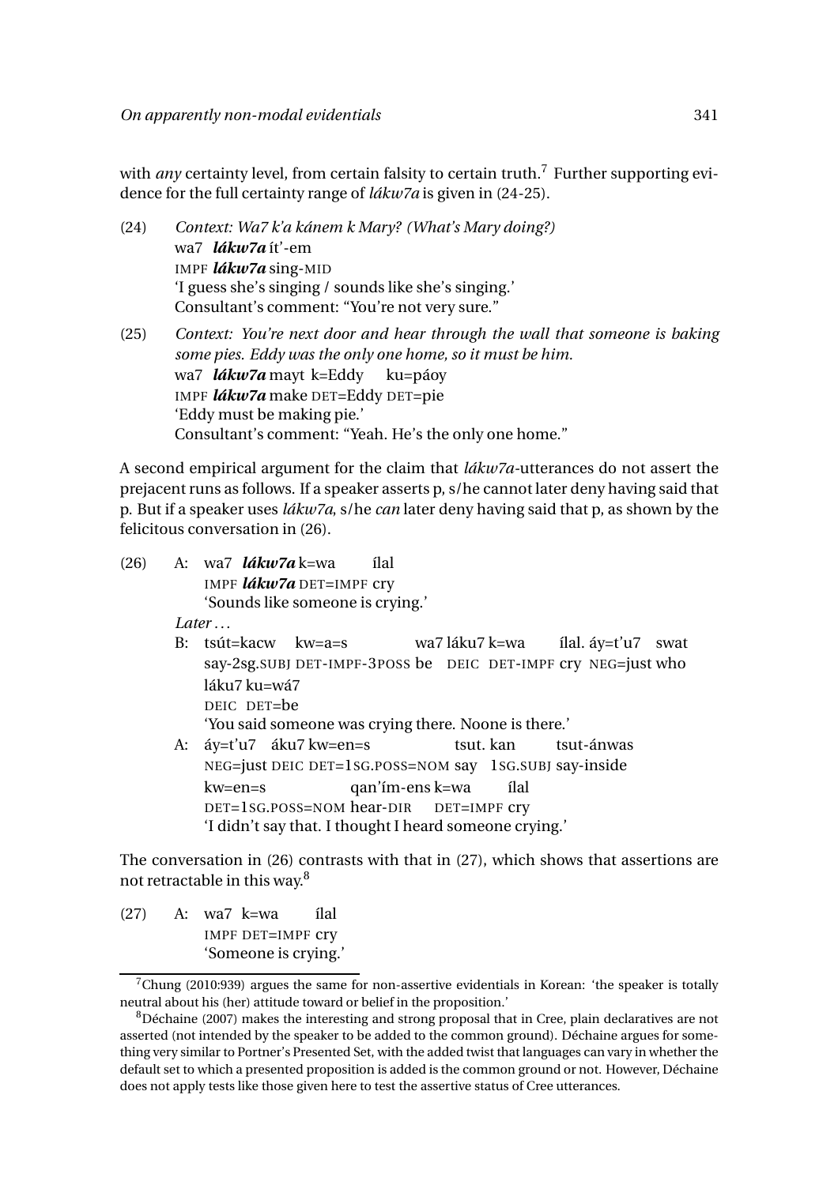with *any* certainty level, from certain falsity to certain truth.[7] Further supporting evidence for the full certainty range of *lákw7a* is given in (24-25).

(24) *Context: Wa7 k'a kánem k Mary? (What's Mary doing?)*
wa7 ***lákw7a*** ít'-em
IMPF ***lákw7a*** sing-MID
'I guess she's singing / sounds like she's singing.'
Consultant's comment: "You're not very sure."

(25) *Context: You're next door and hear through the wall that someone is baking some pies. Eddy was the only one home, so it must be him.*
wa7 ***lákw7a*** mayt k=Eddy ku=páoy
IMPF ***lákw7a*** make DET=Eddy DET=pie
'Eddy must be making pie.'
Consultant's comment: "Yeah. He's the only one home."

A second empirical argument for the claim that *lákw7a*-utterances do not assert the prejacent runs as follows. If a speaker asserts p, s/he cannot later deny having said that p. But if a speaker uses *lákw7a*, s/he *can* later deny having said that p, as shown by the felicitous conversation in (26).

(26) A: wa7 ***lákw7a*** k=wa ílal
IMPF ***lákw7a*** DET=IMPF cry
'Sounds like someone is crying.'
*Later . . .*
B: tsút=kacw kw=a=s wa7 láku7 k=wa ílal. áy=t'u7 swat
say-2SG.SUBJ DET-IMPF-3POSS be DEIC DET-IMPF cry NEG=just who
láku7 ku=wá7
DEIC DET=be
'You said someone was crying there. Noone is there.'
A: áy=t'u7 áku7 kw=en=s tsut. kan tsut-ánwas
NEG=just DEIC DET=1SG.POSS=NOM say 1SG.SUBJ say-inside
kw=en=s qan'ím-ens k=wa ílal
DET=1SG.POSS=NOM hear-DIR DET=IMPF cry
'I didn't say that. I thought I heard someone crying.'

The conversation in (26) contrasts with that in (27), which shows that assertions are not retractable in this way.[8]

(27) A: wa7 k=wa ílal
IMPF DET=IMPF cry
'Someone is crying.'

[7] Chung (2010:939) argues the same for non-assertive evidentials in Korean: 'the speaker is totally neutral about his (her) attitude toward or belief in the proposition.'

[8] Déchaine (2007) makes the interesting and strong proposal that in Cree, plain declaratives are not asserted (not intended by the speaker to be added to the common ground). Déchaine argues for something very similar to Portner's Presented Set, with the added twist that languages can vary in whether the default set to which a presented proposition is added is the common ground or not. However, Déchaine does not apply tests like those given here to test the assertive status of Cree utterances.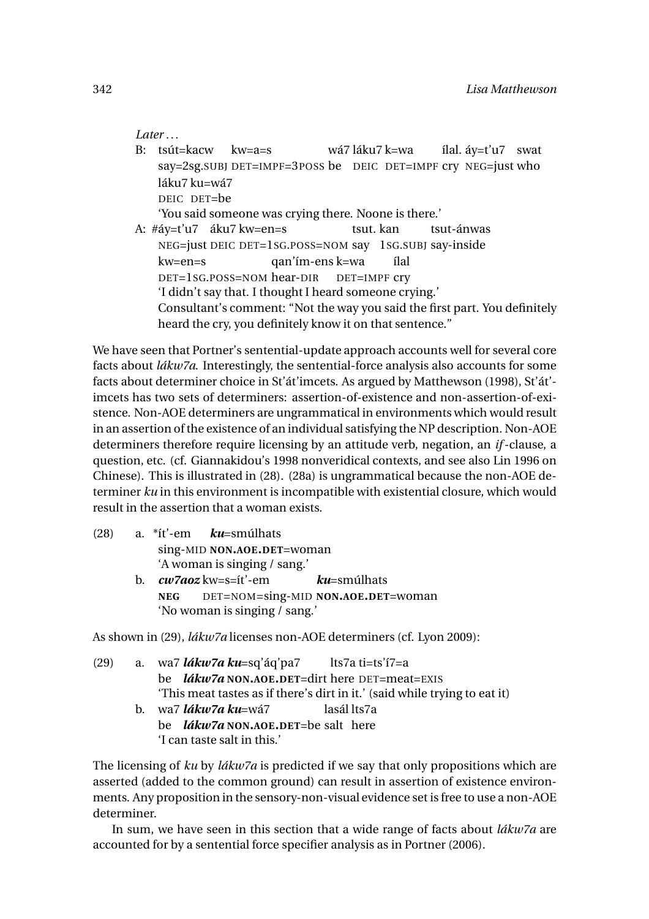*Later . . .*

B: tsút=kacw kw=a=s wá7 láku7 k=wa ílal. áy=t'u7 swat
say=2sg.SUBJ DET=IMPF=3POSS be DEIC DET=IMPF cry NEG=just who
láku7 ku=wá7
DEIC DET=be
'You said someone was crying there. Noone is there.'

A: #áy=t'u7 áku7 kw=en=s tsut. kan tsut-ánwas
NEG=just DEIC DET=1SG.POSS=NOM say 1SG.SUBJ say-inside
kw=en=s qan'ím-ens k=wa ílal
DET=1SG.POSS=NOM hear-DIR DET=IMPF cry
'I didn't say that. I thought I heard someone crying.'
Consultant's comment: "Not the way you said the first part. You definitely heard the cry, you definitely know it on that sentence."

We have seen that Portner's sentential-update approach accounts well for several core facts about *lákw7a*. Interestingly, the sentential-force analysis also accounts for some facts about determiner choice in St'át'imcets. As argued by Matthewson (1998), St'át'imcets has two sets of determiners: assertion-of-existence and non-assertion-of-existence. Non-AOE determiners are ungrammatical in environments which would result in an assertion of the existence of an individual satisfying the NP description. Non-AOE determiners therefore require licensing by an attitude verb, negation, an *if*-clause, a question, etc. (cf. Giannakidou's 1998 nonveridical contexts, and see also Lin 1996 on Chinese). This is illustrated in (28). (28a) is ungrammatical because the non-AOE determiner *ku* in this environment is incompatible with existential closure, which would result in the assertion that a woman exists.

(28) a. *ít'-em ***ku***=smúlhats
sing-MID **NON.AOE.DET**=woman
'A woman is singing / sang.'

b. ***cw7aoz*** kw=s=ít'-em ***ku***=smúlhats
**NEG** DET=NOM=sing-MID **NON.AOE.DET**=woman
'No woman is singing / sang.'

As shown in (29), *lákw7a* licenses non-AOE determiners (cf. Lyon 2009):

(29) a. wa7 ***lákw7a ku***=sq'áq'pa7 lts7a ti=ts'í7=a
be ***lákw7a*** **NON.AOE.DET**=dirt here DET=meat=EXIS
'This meat tastes as if there's dirt in it.' (said while trying to eat it)

b. wa7 ***lákw7a ku***=wá7 lasál lts7a
be ***lákw7a*** **NON.AOE.DET**=be salt here
'I can taste salt in this.'

The licensing of *ku* by *lákw7a* is predicted if we say that only propositions which are asserted (added to the common ground) can result in assertion of existence environments. Any proposition in the sensory-non-visual evidence set is free to use a non-AOE determiner.

In sum, we have seen in this section that a wide range of facts about *lákw7a* are accounted for by a sentential force specifier analysis as in Portner (2006).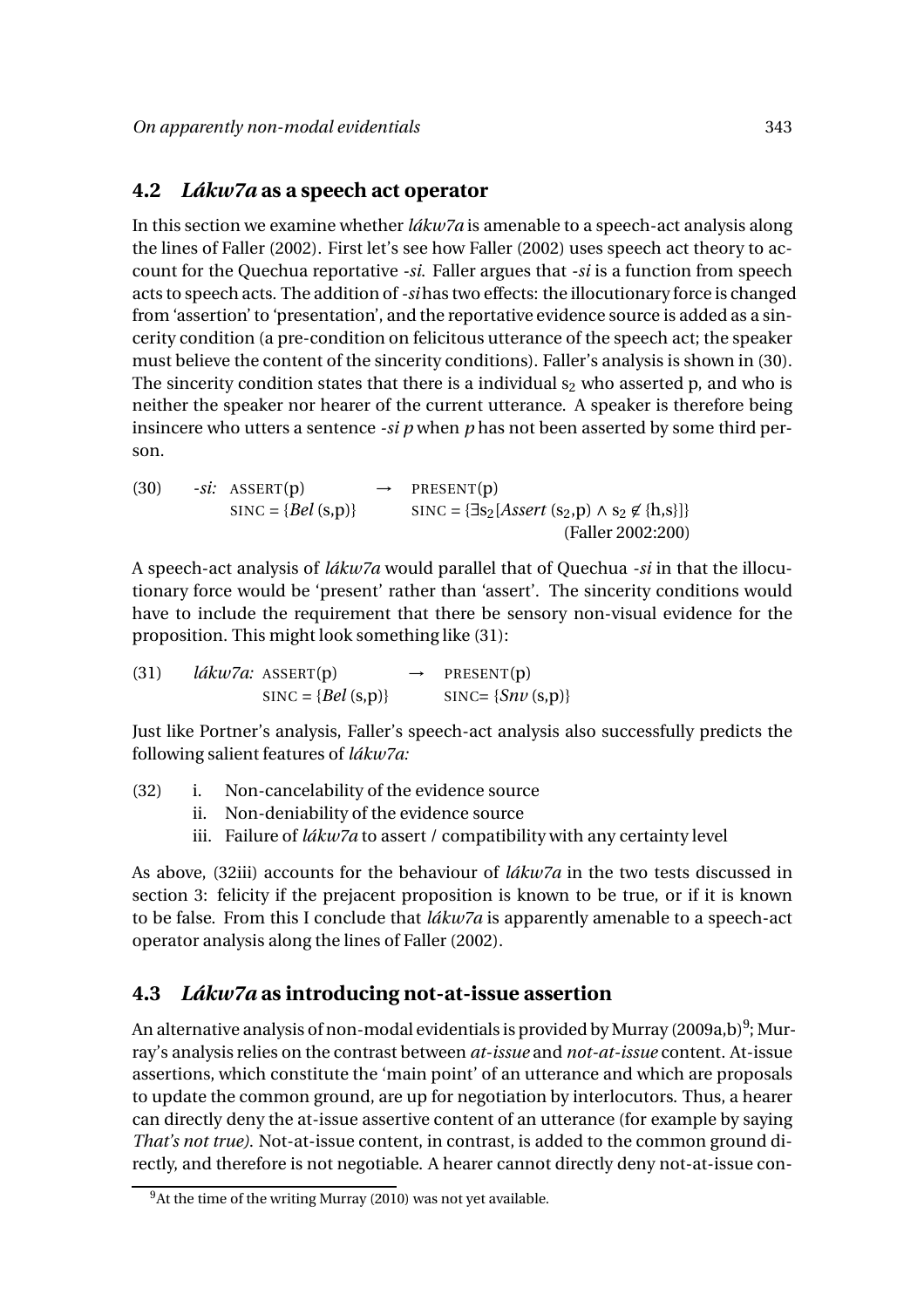## 4.2 *Lákw7a* as a speech act operator

In this section we examine whether *lákw7a* is amenable to a speech-act analysis along the lines of Faller (2002). First let's see how Faller (2002) uses speech act theory to account for the Quechua reportative *-si*. Faller argues that *-si* is a function from speech acts to speech acts. The addition of *-si* has two effects: the illocutionary force is changed from 'assertion' to 'presentation', and the reportative evidence source is added as a sincerity condition (a pre-condition on felicitous utterance of the speech act; the speaker must believe the content of the sincerity conditions). Faller's analysis is shown in (30). The sincerity condition states that there is a individual $s_2$ who asserted p, and who is neither the speaker nor hearer of the current utterance. A speaker is therefore being insincere who utters a sentence *-si p* when *p* has not been asserted by some third person.

(30) *-si:* ASSERT(p) → PRESENT(p)
SINC = {*Bel* (s,p)} SINC = $\{\exists s_2[\textit{Assert}\ (s_2,p) \wedge s_2 \notin \{h,s\}]\}$
(Faller 2002:200)

A speech-act analysis of *lákw7a* would parallel that of Quechua *-si* in that the illocutionary force would be 'present' rather than 'assert'. The sincerity conditions would have to include the requirement that there be sensory non-visual evidence for the proposition. This might look something like (31):

(31) *lákw7a:* ASSERT(p) → PRESENT(p)
SINC = {*Bel* (s,p)} SINC= {*Snv* (s,p)}

Just like Portner's analysis, Faller's speech-act analysis also successfully predicts the following salient features of *lákw7a:*

(32) i. Non-cancelability of the evidence source
ii. Non-deniability of the evidence source
iii. Failure of *lákw7a* to assert / compatibility with any certainty level

As above, (32iii) accounts for the behaviour of *lákw7a* in the two tests discussed in section 3: felicity if the prejacent proposition is known to be true, or if it is known to be false. From this I conclude that *lákw7a* is apparently amenable to a speech-act operator analysis along the lines of Faller (2002).

## 4.3 *Lákw7a* as introducing not-at-issue assertion

An alternative analysis of non-modal evidentials is provided by Murray (2009a,b)[9]; Murray's analysis relies on the contrast between *at-issue* and *not-at-issue* content. At-issue assertions, which constitute the 'main point' of an utterance and which are proposals to update the common ground, are up for negotiation by interlocutors. Thus, a hearer can directly deny the at-issue assertive content of an utterance (for example by saying *That's not true).* Not-at-issue content, in contrast, is added to the common ground directly, and therefore is not negotiable. A hearer cannot directly deny not-at-issue con-

[9]At the time of the writing Murray (2010) was not yet available.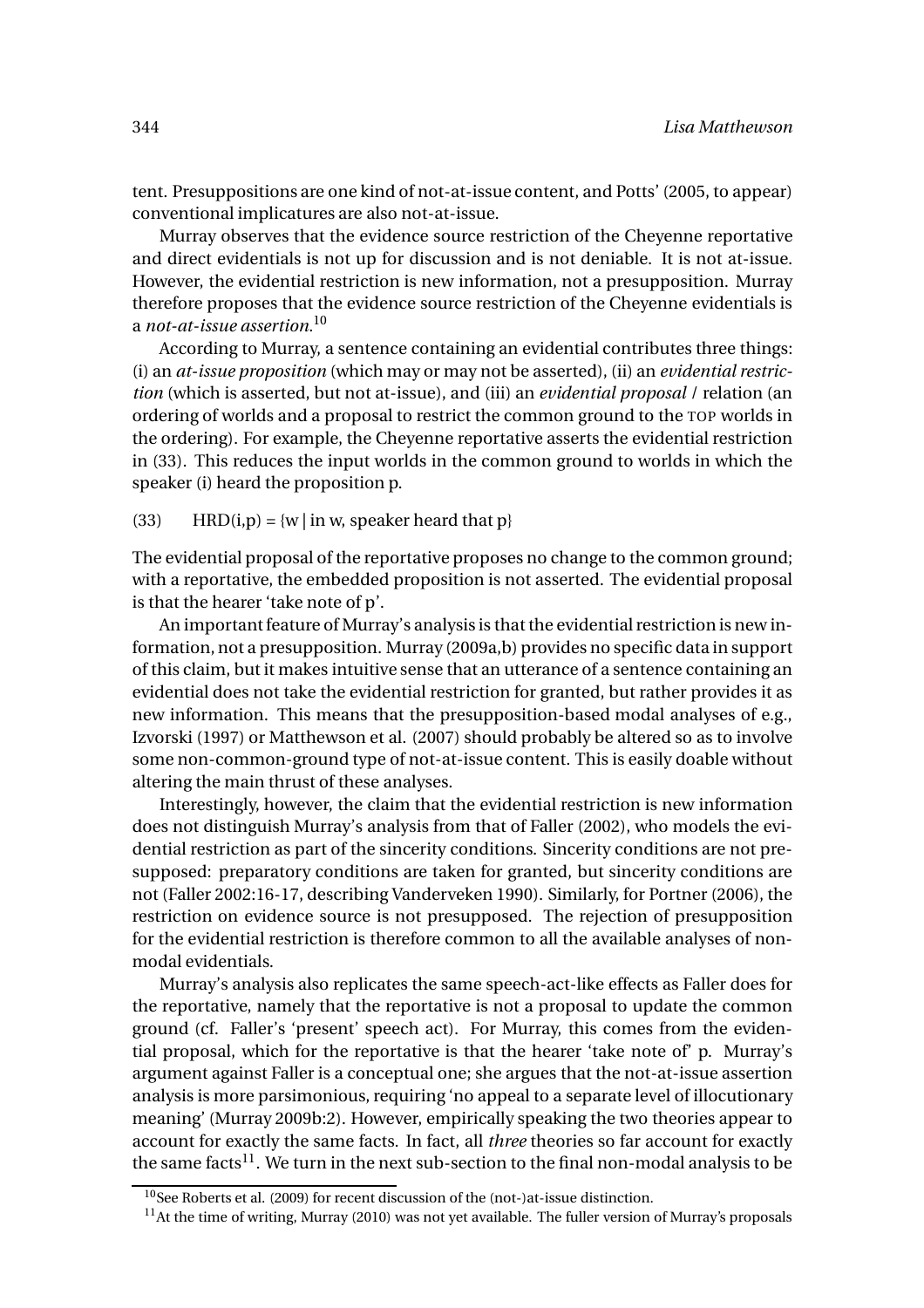tent. Presuppositions are one kind of not-at-issue content, and Potts' (2005, to appear) conventional implicatures are also not-at-issue.

Murray observes that the evidence source restriction of the Cheyenne reportative and direct evidentials is not up for discussion and is not deniable. It is not at-issue. However, the evidential restriction is new information, not a presupposition. Murray therefore proposes that the evidence source restriction of the Cheyenne evidentials is a *not-at-issue assertion.*[10]

According to Murray, a sentence containing an evidential contributes three things: (i) an *at-issue proposition* (which may or may not be asserted), (ii) an *evidential restriction* (which is asserted, but not at-issue), and (iii) an *evidential proposal* / relation (an ordering of worlds and a proposal to restrict the common ground to the TOP worlds in the ordering). For example, the Cheyenne reportative asserts the evidential restriction in (33). This reduces the input worlds in the common ground to worlds in which the speaker (i) heard the proposition p.

(33) HRD(i,p) = {w | in w, speaker heard that p}

The evidential proposal of the reportative proposes no change to the common ground; with a reportative, the embedded proposition is not asserted. The evidential proposal is that the hearer 'take note of p'.

An important feature of Murray's analysis is that the evidential restriction is new information, not a presupposition. Murray (2009a,b) provides no specific data in support of this claim, but it makes intuitive sense that an utterance of a sentence containing an evidential does not take the evidential restriction for granted, but rather provides it as new information. This means that the presupposition-based modal analyses of e.g., Izvorski (1997) or Matthewson et al. (2007) should probably be altered so as to involve some non-common-ground type of not-at-issue content. This is easily doable without altering the main thrust of these analyses.

Interestingly, however, the claim that the evidential restriction is new information does not distinguish Murray's analysis from that of Faller (2002), who models the evidential restriction as part of the sincerity conditions. Sincerity conditions are not presupposed: preparatory conditions are taken for granted, but sincerity conditions are not (Faller 2002:16-17, describing Vanderveken 1990). Similarly, for Portner (2006), the restriction on evidence source is not presupposed. The rejection of presupposition for the evidential restriction is therefore common to all the available analyses of non-modal evidentials.

Murray's analysis also replicates the same speech-act-like effects as Faller does for the reportative, namely that the reportative is not a proposal to update the common ground (cf. Faller's 'present' speech act). For Murray, this comes from the evidential proposal, which for the reportative is that the hearer 'take note of' p. Murray's argument against Faller is a conceptual one; she argues that the not-at-issue assertion analysis is more parsimonious, requiring 'no appeal to a separate level of illocutionary meaning' (Murray 2009b:2). However, empirically speaking the two theories appear to account for exactly the same facts. In fact, all *three* theories so far account for exactly the same facts[11]. We turn in the next sub-section to the final non-modal analysis to be

[10] See Roberts et al. (2009) for recent discussion of the (not-)at-issue distinction.

[11] At the time of writing, Murray (2010) was not yet available. The fuller version of Murray's proposals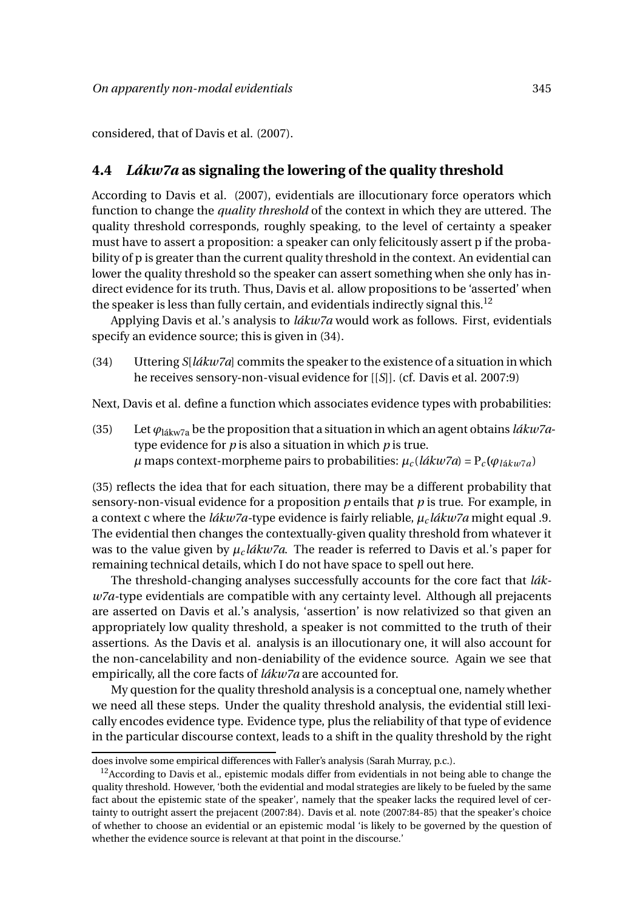considered, that of Davis et al. (2007).

## 4.4 *Lákw7a* as signaling the lowering of the quality threshold

According to Davis et al. (2007), evidentials are illocutionary force operators which function to change the *quality threshold* of the context in which they are uttered. The quality threshold corresponds, roughly speaking, to the level of certainty a speaker must have to assert a proposition: a speaker can only felicitously assert p if the probability of p is greater than the current quality threshold in the context. An evidential can lower the quality threshold so the speaker can assert something when she only has indirect evidence for its truth. Thus, Davis et al. allow propositions to be 'asserted' when the speaker is less than fully certain, and evidentials indirectly signal this.[12]

Applying Davis et al.'s analysis to *lákw7a* would work as follows. First, evidentials specify an evidence source; this is given in (34).

(34) Uttering *S*[*lákw7a*] commits the speaker to the existence of a situation in which he receives sensory-non-visual evidence for [[*S*]]. (cf. Davis et al. 2007:9)

Next, Davis et al. define a function which associates evidence types with probabilities:

(35) Let $\varphi_{\text{lákw7a}}$ be the proposition that a situation in which an agent obtains *lákw7a*-type evidence for *p* is also a situation in which *p* is true.
$\mu$ maps context-morpheme pairs to probabilities: $\mu_c(\textit{lákw7a}) = \mathrm{P}_c(\varphi_{\textit{lákw7a}})$

(35) reflects the idea that for each situation, there may be a different probability that sensory-non-visual evidence for a proposition *p* entails that *p* is true. For example, in a context c where the *lákw7a*-type evidence is fairly reliable, $\mu_c$ *lákw7a* might equal .9. The evidential then changes the contextually-given quality threshold from whatever it was to the value given by $\mu_c$ *lákw7a*. The reader is referred to Davis et al.'s paper for remaining technical details, which I do not have space to spell out here.

The threshold-changing analyses successfully accounts for the core fact that *lákw7a*-type evidentials are compatible with any certainty level. Although all prejacents are asserted on Davis et al.'s analysis, 'assertion' is now relativized so that given an appropriately low quality threshold, a speaker is not committed to the truth of their assertions. As the Davis et al. analysis is an illocutionary one, it will also account for the non-cancelability and non-deniability of the evidence source. Again we see that empirically, all the core facts of *lákw7a* are accounted for.

My question for the quality threshold analysis is a conceptual one, namely whether we need all these steps. Under the quality threshold analysis, the evidential still lexically encodes evidence type. Evidence type, plus the reliability of that type of evidence in the particular discourse context, leads to a shift in the quality threshold by the right

---

does involve some empirical differences with Faller's analysis (Sarah Murray, p.c.).

[12] According to Davis et al., epistemic modals differ from evidentials in not being able to change the quality threshold. However, 'both the evidential and modal strategies are likely to be fueled by the same fact about the epistemic state of the speaker', namely that the speaker lacks the required level of certainty to outright assert the prejacent (2007:84). Davis et al. note (2007:84-85) that the speaker's choice of whether to choose an evidential or an epistemic modal 'is likely to be governed by the question of whether the evidence source is relevant at that point in the discourse.'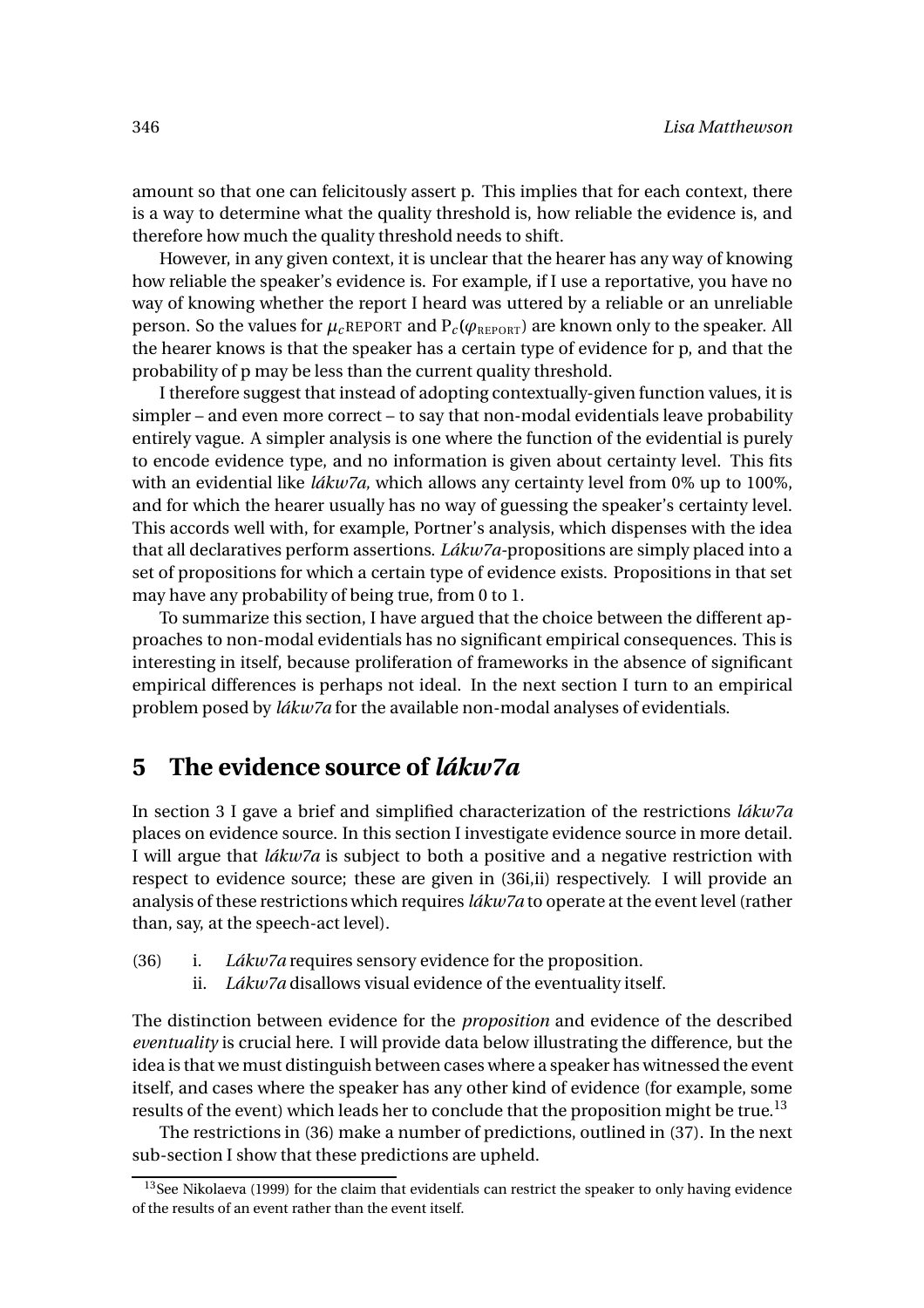amount so that one can felicitously assert p. This implies that for each context, there is a way to determine what the quality threshold is, how reliable the evidence is, and therefore how much the quality threshold needs to shift.

However, in any given context, it is unclear that the hearer has any way of knowing how reliable the speaker's evidence is. For example, if I use a reportative, you have no way of knowing whether the report I heard was uttered by a reliable or an unreliable person. So the values for $\mu_c$REPORT and $\mathrm{P}_c(\varphi_{\text{REPORT}})$ are known only to the speaker. All the hearer knows is that the speaker has a certain type of evidence for p, and that the probability of p may be less than the current quality threshold.

I therefore suggest that instead of adopting contextually-given function values, it is simpler – and even more correct – to say that non-modal evidentials leave probability entirely vague. A simpler analysis is one where the function of the evidential is purely to encode evidence type, and no information is given about certainty level. This fits with an evidential like *lákw7a,* which allows any certainty level from 0% up to 100%, and for which the hearer usually has no way of guessing the speaker's certainty level. This accords well with, for example, Portner's analysis, which dispenses with the idea that all declaratives perform assertions. *Lákw7a*-propositions are simply placed into a set of propositions for which a certain type of evidence exists. Propositions in that set may have any probability of being true, from 0 to 1.

To summarize this section, I have argued that the choice between the different approaches to non-modal evidentials has no significant empirical consequences. This is interesting in itself, because proliferation of frameworks in the absence of significant empirical differences is perhaps not ideal. In the next section I turn to an empirical problem posed by *lákw7a* for the available non-modal analyses of evidentials.

## 5 The evidence source of *lákw7a*

In section 3 I gave a brief and simplified characterization of the restrictions *lákw7a* places on evidence source. In this section I investigate evidence source in more detail. I will argue that *lákw7a* is subject to both a positive and a negative restriction with respect to evidence source; these are given in (36i,ii) respectively. I will provide an analysis of these restrictions which requires *lákw7a* to operate at the event level (rather than, say, at the speech-act level).

(36) i. *Lákw7a* requires sensory evidence for the proposition.
 ii. *Lákw7a* disallows visual evidence of the eventuality itself.

The distinction between evidence for the *proposition* and evidence of the described *eventuality* is crucial here. I will provide data below illustrating the difference, but the idea is that we must distinguish between cases where a speaker has witnessed the event itself, and cases where the speaker has any other kind of evidence (for example, some results of the event) which leads her to conclude that the proposition might be true.[13]

The restrictions in (36) make a number of predictions, outlined in (37). In the next sub-section I show that these predictions are upheld.

[13] See Nikolaeva (1999) for the claim that evidentials can restrict the speaker to only having evidence of the results of an event rather than the event itself.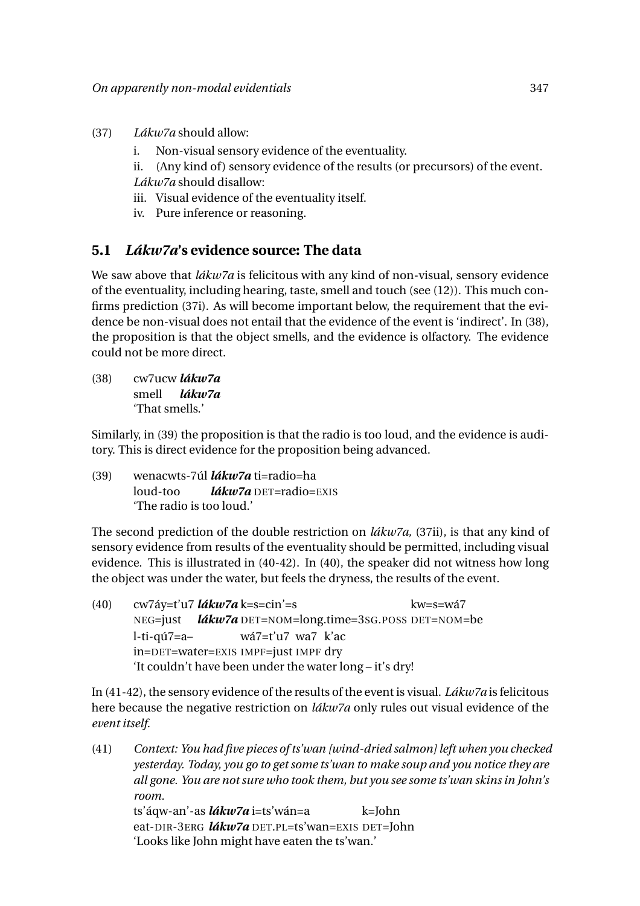(37) *Lákw7a* should allow:

i. Non-visual sensory evidence of the eventuality.

ii. (Any kind of) sensory evidence of the results (or precursors) of the event.

*Lákw7a* should disallow:

iii. Visual evidence of the eventuality itself.

iv. Pure inference or reasoning.

## 5.1 *Lákw7a*'s evidence source: The data

We saw above that *lákw7a* is felicitous with any kind of non-visual, sensory evidence of the eventuality, including hearing, taste, smell and touch (see (12)). This much confirms prediction (37i). As will become important below, the requirement that the evidence be non-visual does not entail that the evidence of the event is 'indirect'. In (38), the proposition is that the object smells, and the evidence is olfactory. The evidence could not be more direct.

(38) cw7ucw ***lákw7a***
smell ***lákw7a***
'That smells.'

Similarly, in (39) the proposition is that the radio is too loud, and the evidence is auditory. This is direct evidence for the proposition being advanced.

(39) wenacwts-7úl ***lákw7a*** ti=radio=ha
loud-too ***lákw7a*** DET=radio=EXIS
'The radio is too loud.'

The second prediction of the double restriction on *lákw7a,* (37ii), is that any kind of sensory evidence from results of the eventuality should be permitted, including visual evidence. This is illustrated in (40-42). In (40), the speaker did not witness how long the object was under the water, but feels the dryness, the results of the event.

(40) cw7áy=t'u7 ***lákw7a*** k=s=cin'=s kw=s=wá7
NEG=just ***lákw7a*** DET=NOM=long.time=3SG.POSS DET=NOM=be
l-ti-qú7=a– wá7=t'u7 wa7 k'ac
in=DET=water=EXIS IMPF=just IMPF dry
'It couldn't have been under the water long – it's dry!'

In (41-42), the sensory evidence of the results of the event is visual. *Lákw7a* is felicitous here because the negative restriction on *lákw7a* only rules out visual evidence of the *event itself.*

(41) *Context: You had five pieces of ts'wan [wind-dried salmon] left when you checked yesterday. Today, you go to get some ts'wan to make soup and you notice they are all gone. You are not sure who took them, but you see some ts'wan skins in John's room.*
ts'áqw-an'-as ***lákw7a*** i=ts'wán=a k=John
eat-DIR-3ERG ***lákw7a*** DET.PL=ts'wan=EXIS DET=John
'Looks like John might have eaten the ts'wan.'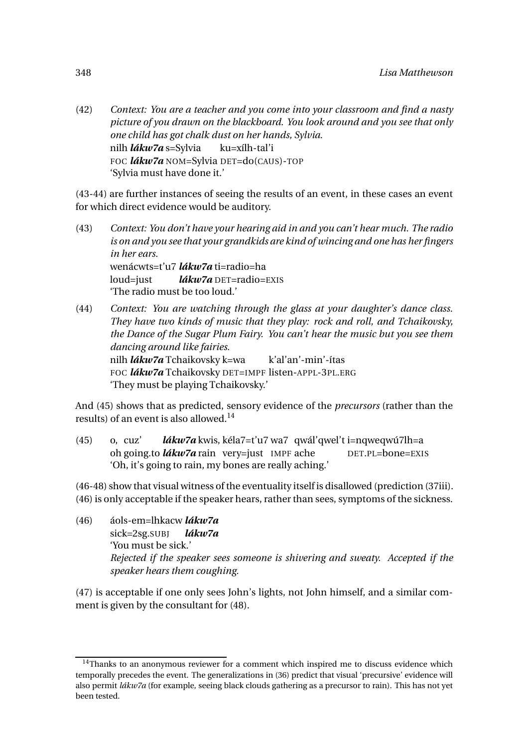(42) *Context: You are a teacher and you come into your classroom and find a nasty picture of you drawn on the blackboard. You look around and you see that only one child has got chalk dust on her hands, Sylvia.*
nilh ***lákw7a*** s=Sylvia ku=xílh-tal'i
FOC ***lákw7a*** NOM=Sylvia DET=do(CAUS)-TOP
'Sylvia must have done it.'

(43-44) are further instances of seeing the results of an event, in these cases an event for which direct evidence would be auditory.

(43) *Context: You don't have your hearing aid in and you can't hear much. The radio is on and you see that your grandkids are kind of wincing and one has her fingers in her ears.*
wenácwts=t'u7 ***lákw7a*** ti=radio=ha
loud=just ***lákw7a*** DET=radio=EXIS
'The radio must be too loud.'

(44) *Context: You are watching through the glass at your daughter's dance class. They have two kinds of music that they play: rock and roll, and Tchaikovsky, the Dance of the Sugar Plum Fairy. You can't hear the music but you see them dancing around like fairies.*
nilh ***lákw7a*** Tchaikovsky k=wa k'al'an'-min'-ítas
FOC ***lákw7a*** Tchaikovsky DET=IMPF listen-APPL-3PL.ERG
'They must be playing Tchaikovsky.'

And (45) shows that as predicted, sensory evidence of the *precursors* (rather than the results) of an event is also allowed.[14]

(45) o, cuz' ***lákw7a*** kwis, kéla7=t'u7 wa7 qwál'qwel't i=nqweqwú7lh=a
oh going.to ***lákw7a*** rain very=just IMPF ache DET.PL=bone=EXIS
'Oh, it's going to rain, my bones are really aching.'

(46-48) show that visual witness of the eventuality itself is disallowed (prediction (37iii). (46) is only acceptable if the speaker hears, rather than sees, symptoms of the sickness.

(46) áols-em=lhkacw ***lákw7a***
sick=2sg.SUBJ ***lákw7a***
'You must be sick.'
*Rejected if the speaker sees someone is shivering and sweaty. Accepted if the speaker hears them coughing.*

(47) is acceptable if one only sees John's lights, not John himself, and a similar comment is given by the consultant for (48).

[14] Thanks to an anonymous reviewer for a comment which inspired me to discuss evidence which temporally precedes the event. The generalizations in (36) predict that visual 'precursive' evidence will also permit *lákw7a* (for example, seeing black clouds gathering as a precursor to rain). This has not yet been tested.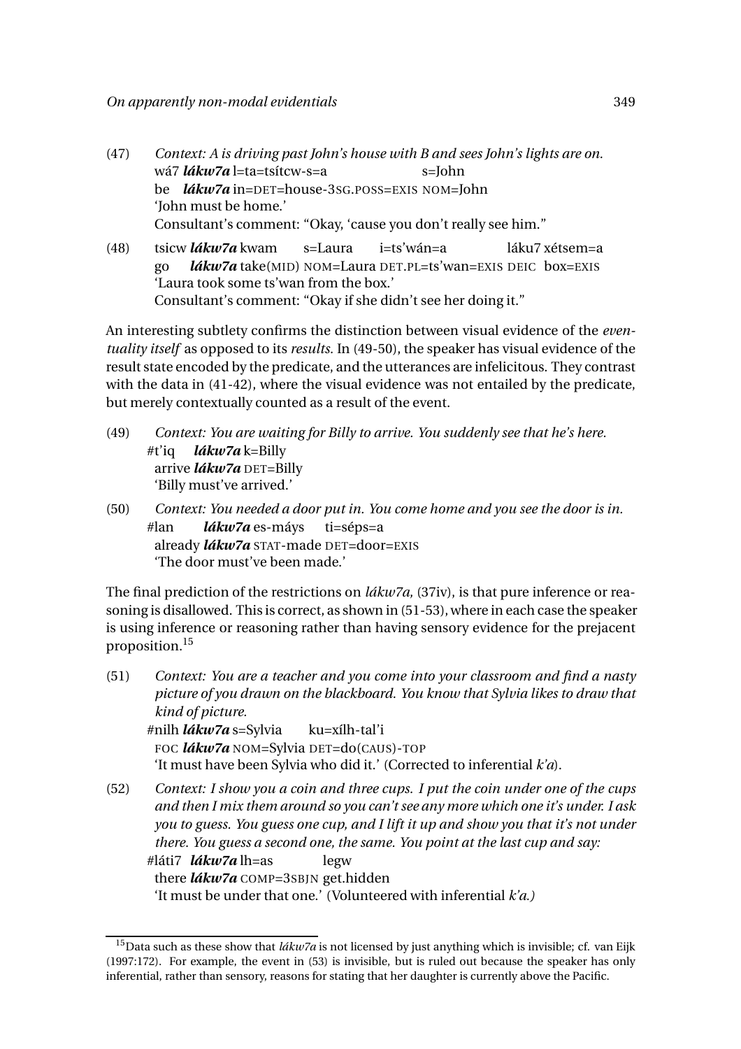(47) *Context: A is driving past John's house with B and sees John's lights are on.*
wá7 ***lákw7a*** l=ta=tsítcw-s=a s=John
be ***lákw7a*** in=DET=house-3SG.POSS=EXIS NOM=John
'John must be home.'
Consultant's comment: "Okay, 'cause you don't really see him."

(48) tsicw ***lákw7a*** kwam s=Laura i=ts'wán=a láku7 xétsem=a
go ***lákw7a*** take(MID) NOM=Laura DET.PL=ts'wan=EXIS DEIC box=EXIS
'Laura took some ts'wan from the box.'
Consultant's comment: "Okay if she didn't see her doing it."

An interesting subtlety confirms the distinction between visual evidence of the *eventuality itself* as opposed to its *results*. In (49-50), the speaker has visual evidence of the result state encoded by the predicate, and the utterances are infelicitous. They contrast with the data in (41-42), where the visual evidence was not entailed by the predicate, but merely contextually counted as a result of the event.

(49) *Context: You are waiting for Billy to arrive. You suddenly see that he's here.*
#t'iq ***lákw7a*** k=Billy
arrive ***lákw7a*** DET=Billy
'Billy must've arrived.'

(50) *Context: You needed a door put in. You come home and you see the door is in.*
#lan ***lákw7a*** es-máys ti=séps=a
already ***lákw7a*** STAT-made DET=door=EXIS
'The door must've been made.'

The final prediction of the restrictions on *lákw7a,* (37iv), is that pure inference or reasoning is disallowed. This is correct, as shown in (51-53), where in each case the speaker is using inference or reasoning rather than having sensory evidence for the prejacent proposition.[15]

(51) *Context: You are a teacher and you come into your classroom and find a nasty picture of you drawn on the blackboard. You know that Sylvia likes to draw that kind of picture.*
#nilh ***lákw7a*** s=Sylvia ku=xílh-tal'i
FOC ***lákw7a*** NOM=Sylvia DET=do(CAUS)-TOP
'It must have been Sylvia who did it.' (Corrected to inferential *k'a*).

(52) *Context: I show you a coin and three cups. I put the coin under one of the cups and then I mix them around so you can't see any more which one it's under. I ask you to guess. You guess one cup, and I lift it up and show you that it's not under there. You guess a second one, the same. You point at the last cup and say:*
#láti7 ***lákw7a*** lh=as legw
there ***lákw7a*** COMP=3SBJN get.hidden
'It must be under that one.' (Volunteered with inferential *k'a.)*

[15] Data such as these show that *lákw7a* is not licensed by just anything which is invisible; cf. van Eijk (1997:172). For example, the event in (53) is invisible, but is ruled out because the speaker has only inferential, rather than sensory, reasons for stating that her daughter is currently above the Pacific.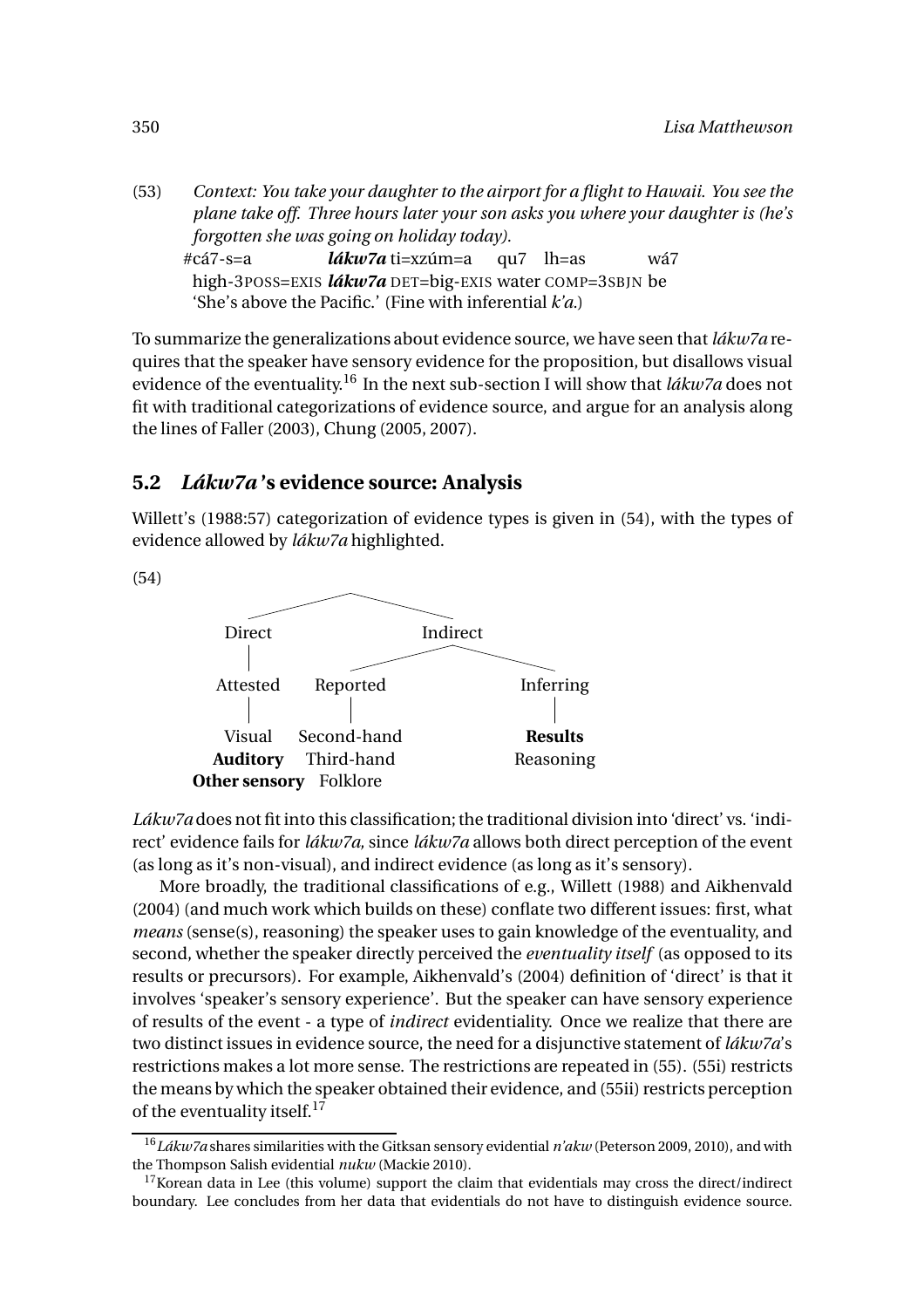(53) *Context: You take your daughter to the airport for a flight to Hawaii. You see the plane take off. Three hours later your son asks you where your daughter is (he's forgotten she was going on holiday today).*

#cá7-s=a ***lákw7a*** ti=xzúm=a qu7 lh=as wá7
high-3POSS=EXIS ***lákw7a*** DET=big-EXIS water COMP=3SBJN be
'She's above the Pacific.' (Fine with inferential *k'a*.)

To summarize the generalizations about evidence source, we have seen that *lákw7a* requires that the speaker have sensory evidence for the proposition, but disallows visual evidence of the eventuality.[16] In the next sub-section I will show that *lákw7a* does not fit with traditional categorizations of evidence source, and argue for an analysis along the lines of Faller (2003), Chung (2005, 2007).

## 5.2 *Lákw7a*'s evidence source: Analysis

Willett's (1988:57) categorization of evidence types is given in (54), with the types of evidence allowed by *lákw7a* highlighted.

(54)

- Direct
  - Attested
    - Visual
    - **Auditory**
    - **Other sensory**
- Indirect
  - Reported
    - Second-hand
    - Third-hand
    - Folklore
  - Inferring
    - **Results**
    - Reasoning

*Lákw7a* does not fit into this classification; the traditional division into 'direct' vs. 'indirect' evidence fails for *lákw7a*, since *lákw7a* allows both direct perception of the event (as long as it's non-visual), and indirect evidence (as long as it's sensory).

More broadly, the traditional classifications of e.g., Willett (1988) and Aikhenvald (2004) (and much work which builds on these) conflate two different issues: first, what *means* (sense(s), reasoning) the speaker uses to gain knowledge of the eventuality, and second, whether the speaker directly perceived the *eventuality itself* (as opposed to its results or precursors). For example, Aikhenvald's (2004) definition of 'direct' is that it involves 'speaker's sensory experience'. But the speaker can have sensory experience of results of the event - a type of *indirect* evidentiality. Once we realize that there are two distinct issues in evidence source, the need for a disjunctive statement of *lákw7a*'s restrictions makes a lot more sense. The restrictions are repeated in (55). (55i) restricts the means by which the speaker obtained their evidence, and (55ii) restricts perception of the eventuality itself.[17]

---

[16] *Lákw7a* shares similarities with the Gitksan sensory evidential *n'akw* (Peterson 2009, 2010), and with the Thompson Salish evidential *nukw* (Mackie 2010).

[17] Korean data in Lee (this volume) support the claim that evidentials may cross the direct/indirect boundary. Lee concludes from her data that evidentials do not have to distinguish evidence source.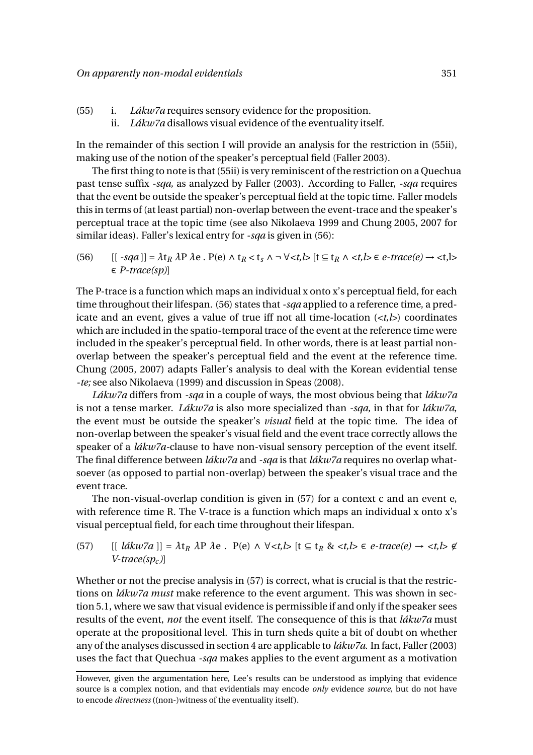(55) i. *Ákw7a* requires sensory evidence for the proposition.
ii. *Lákw7a* disallows visual evidence of the eventuality itself.

In the remainder of this section I will provide an analysis for the restriction in (55ii), making use of the notion of the speaker's perceptual field (Faller 2003).

The first thing to note is that (55ii) is very reminiscent of the restriction on a Quechua past tense suffix *-sqa,* as analyzed by Faller (2003). According to Faller, *-sqa* requires that the event be outside the speaker's perceptual field at the topic time. Faller models this in terms of (at least partial) non-overlap between the event-trace and the speaker's perceptual trace at the topic time (see also Nikolaeva 1999 and Chung 2005, 2007 for similar ideas). Faller's lexical entry for *-sqa* is given in (56):

(56) $[[\ \textit{-sqa}\ ]] = \lambda t_R\ \lambda P\ \lambda e\ .\ P(e) \wedge t_R < t_s \wedge \neg\ \forall \langle t,l \rangle\ [t \subseteq t_R \wedge \langle t,l \rangle \in \textit{e-trace(e)} \rightarrow \langle t,l \rangle \in \textit{P-trace(sp)}]$

The P-trace is a function which maps an individual x onto x's perceptual field, for each time throughout their lifespan. (56) states that *-sqa* applied to a reference time, a predicate and an event, gives a value of true iff not all time-location (*<t,l>*) coordinates which are included in the spatio-temporal trace of the event at the reference time were included in the speaker's perceptual field. In other words, there is at least partial non-overlap between the speaker's perceptual field and the event at the reference time. Chung (2005, 2007) adapts Faller's analysis to deal with the Korean evidential tense *-te;* see also Nikolaeva (1999) and discussion in Speas (2008).

*Lákw7a* differs from *-sqa* in a couple of ways, the most obvious being that *lákw7a* is not a tense marker. *Lákw7a* is also more specialized than *-sqa,* in that for *lákw7a*, the event must be outside the speaker's *visual* field at the topic time. The idea of non-overlap between the speaker's visual field and the event trace correctly allows the speaker of a *lákw7a*-clause to have non-visual sensory perception of the event itself. The final difference between *lákw7a* and *-sqa* is that *lákw7a* requires no overlap whatsoever (as opposed to partial non-overlap) between the speaker's visual trace and the event trace.

The non-visual-overlap condition is given in (57) for a context c and an event e, with reference time R. The V-trace is a function which maps an individual x onto x's visual perceptual field, for each time throughout their lifespan.

(57) $[[\ \textit{lákw7a}\ ]] = \lambda t_R\ \lambda P\ \lambda e\ .\ P(e) \wedge \forall \langle t,l \rangle\ [t \subseteq t_R\ \&\ \langle t,l \rangle \in \textit{e-trace(e)} \rightarrow \langle t,l \rangle \notin \textit{V-trace}(sp_c)]$

Whether or not the precise analysis in (57) is correct, what is crucial is that the restrictions on *lákw7a must* make reference to the event argument. This was shown in section 5.1, where we saw that visual evidence is permissible if and only if the speaker sees results of the event, *not* the event itself. The consequence of this is that *lákw7a* must operate at the propositional level. This in turn sheds quite a bit of doubt on whether any of the analyses discussed in section 4 are applicable to *lákw7a.* In fact, Faller (2003) uses the fact that Quechua *-sqa* makes applies to the event argument as a motivation

However, given the argumentation here, Lee's results can be understood as implying that evidence source is a complex notion, and that evidentials may encode *only* evidence *source,* but do not have to encode *directness* ((non-)witness of the eventuality itself).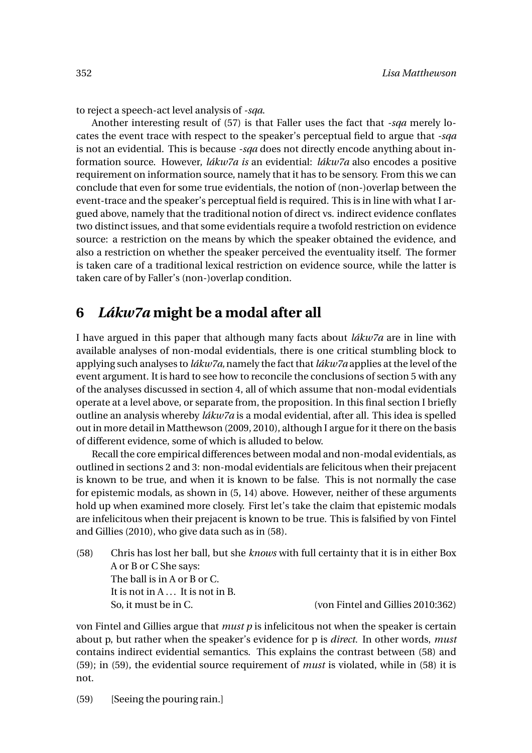to reject a speech-act level analysis of *-sqa*.

Another interesting result of (57) is that Faller uses the fact that *-sqa* merely locates the event trace with respect to the speaker's perceptual field to argue that *-sqa* is not an evidential. This is because *-sqa* does not directly encode anything about information source. However, *lákw7a is* an evidential: *lákw7a* also encodes a positive requirement on information source, namely that it has to be sensory. From this we can conclude that even for some true evidentials, the notion of (non-)overlap between the event-trace and the speaker's perceptual field is required. This is in line with what I argued above, namely that the traditional notion of direct vs. indirect evidence conflates two distinct issues, and that some evidentials require a twofold restriction on evidence source: a restriction on the means by which the speaker obtained the evidence, and also a restriction on whether the speaker perceived the eventuality itself. The former is taken care of a traditional lexical restriction on evidence source, while the latter is taken care of by Faller's (non-)overlap condition.

## 6 *Lákw7a* might be a modal after all

I have argued in this paper that although many facts about *lákw7a* are in line with available analyses of non-modal evidentials, there is one critical stumbling block to applying such analyses to *lákw7a,* namely the fact that *lákw7a* applies at the level of the event argument. It is hard to see how to reconcile the conclusions of section 5 with any of the analyses discussed in section 4, all of which assume that non-modal evidentials operate at a level above, or separate from, the proposition. In this final section I briefly outline an analysis whereby *lákw7a* is a modal evidential, after all. This idea is spelled out in more detail in Matthewson (2009, 2010), although I argue for it there on the basis of different evidence, some of which is alluded to below.

Recall the core empirical differences between modal and non-modal evidentials, as outlined in sections 2 and 3: non-modal evidentials are felicitous when their prejacent is known to be true, and when it is known to be false. This is not normally the case for epistemic modals, as shown in (5, 14) above. However, neither of these arguments hold up when examined more closely. First let's take the claim that epistemic modals are infelicitous when their prejacent is known to be true. This is falsified by von Fintel and Gillies (2010), who give data such as in (58).

(58) Chris has lost her ball, but she *knows* with full certainty that it is in either Box A or B or C She says:
The ball is in A or B or C.
It is not in A . . . It is not in B.
So, it must be in C. (von Fintel and Gillies 2010:362)

von Fintel and Gillies argue that *must p* is infelicitous not when the speaker is certain about p, but rather when the speaker's evidence for p is *direct.* In other words, *must* contains indirect evidential semantics. This explains the contrast between (58) and (59); in (59), the evidential source requirement of *must* is violated, while in (58) it is not.

(59) [Seeing the pouring rain.]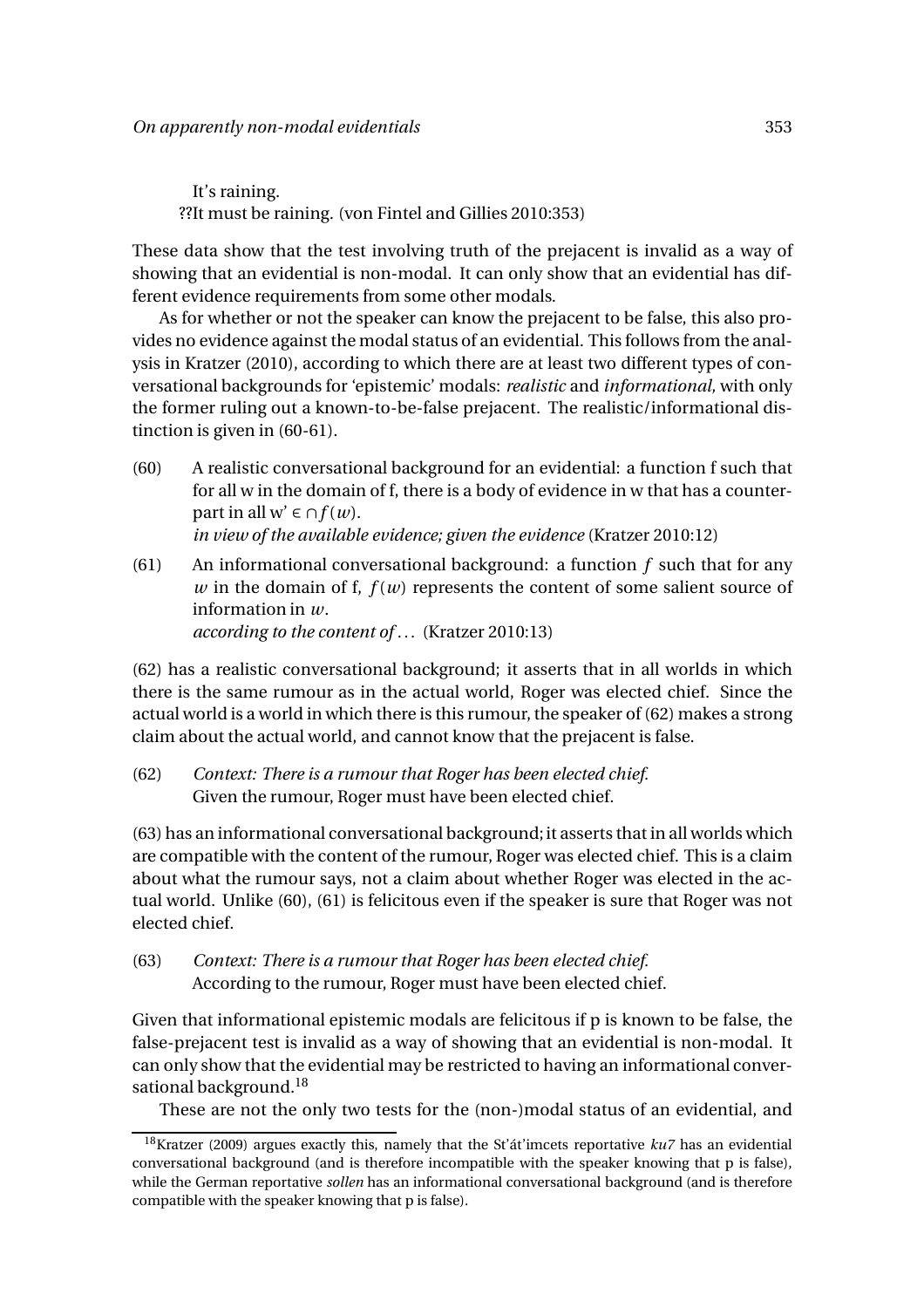It's raining.
??It must be raining. (von Fintel and Gillies 2010:353)

These data show that the test involving truth of the prejacent is invalid as a way of showing that an evidential is non-modal. It can only show that an evidential has different evidence requirements from some other modals.

As for whether or not the speaker can know the prejacent to be false, this also provides no evidence against the modal status of an evidential. This follows from the analysis in Kratzer (2010), according to which there are at least two different types of conversational backgrounds for 'epistemic' modals: *realistic* and *informational*, with only the former ruling out a known-to-be-false prejacent. The realistic/informational distinction is given in (60-61).

(60) A realistic conversational background for an evidential: a function f such that for all w in the domain of f, there is a body of evidence in w that has a counterpart in all w' $\in \cap f(w)$.
*in view of the available evidence; given the evidence* (Kratzer 2010:12)

(61) An informational conversational background: a function $f$ such that for any $w$ in the domain of f, $f(w)$ represents the content of some salient source of information in $w$.
*according to the content of . . .* (Kratzer 2010:13)

(62) has a realistic conversational background; it asserts that in all worlds in which there is the same rumour as in the actual world, Roger was elected chief. Since the actual world is a world in which there is this rumour, the speaker of (62) makes a strong claim about the actual world, and cannot know that the prejacent is false.

(62) *Context: There is a rumour that Roger has been elected chief.*
Given the rumour, Roger must have been elected chief.

(63) has an informational conversational background; it asserts that in all worlds which are compatible with the content of the rumour, Roger was elected chief. This is a claim about what the rumour says, not a claim about whether Roger was elected in the actual world. Unlike (60), (61) is felicitous even if the speaker is sure that Roger was not elected chief.

(63) *Context: There is a rumour that Roger has been elected chief.*
According to the rumour, Roger must have been elected chief.

Given that informational epistemic modals are felicitous if p is known to be false, the false-prejacent test is invalid as a way of showing that an evidential is non-modal. It can only show that the evidential may be restricted to having an informational conversational background.[18]

These are not the only two tests for the (non-)modal status of an evidential, and

[18] Kratzer (2009) argues exactly this, namely that the St'át'imcets reportative *ku7* has an evidential conversational background (and is therefore incompatible with the speaker knowing that p is false), while the German reportative *sollen* has an informational conversational background (and is therefore compatible with the speaker knowing that p is false).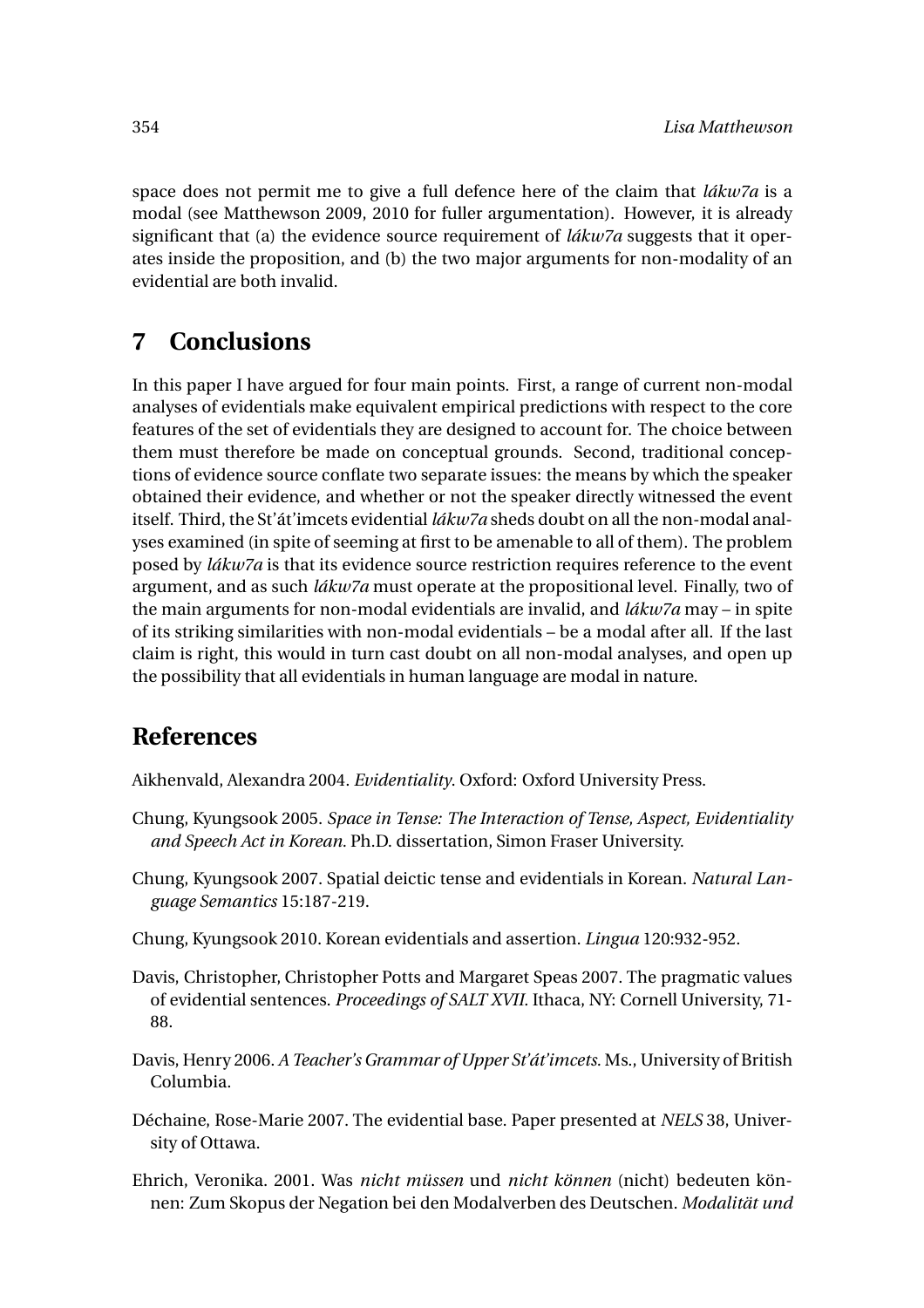space does not permit me to give a full defence here of the claim that *lákw7a* is a modal (see Matthewson 2009, 2010 for fuller argumentation). However, it is already significant that (a) the evidence source requirement of *lákw7a* suggests that it operates inside the proposition, and (b) the two major arguments for non-modality of an evidential are both invalid.

# 7 Conclusions

In this paper I have argued for four main points. First, a range of current non-modal analyses of evidentials make equivalent empirical predictions with respect to the core features of the set of evidentials they are designed to account for. The choice between them must therefore be made on conceptual grounds. Second, traditional conceptions of evidence source conflate two separate issues: the means by which the speaker obtained their evidence, and whether or not the speaker directly witnessed the event itself. Third, the St'át'imcets evidential *lákw7a* sheds doubt on all the non-modal analyses examined (in spite of seeming at first to be amenable to all of them). The problem posed by *lákw7a* is that its evidence source restriction requires reference to the event argument, and as such *lákw7a* must operate at the propositional level. Finally, two of the main arguments for non-modal evidentials are invalid, and *lákw7a* may – in spite of its striking similarities with non-modal evidentials – be a modal after all. If the last claim is right, this would in turn cast doubt on all non-modal analyses, and open up the possibility that all evidentials in human language are modal in nature.

# References

Aikhenvald, Alexandra 2004. *Evidentiality*. Oxford: Oxford University Press.

Chung, Kyungsook 2005. *Space in Tense: The Interaction of Tense, Aspect, Evidentiality and Speech Act in Korean.* Ph.D. dissertation, Simon Fraser University.

Chung, Kyungsook 2007. Spatial deictic tense and evidentials in Korean. *Natural Language Semantics* 15:187-219.

Chung, Kyungsook 2010. Korean evidentials and assertion. *Lingua* 120:932-952.

Davis, Christopher, Christopher Potts and Margaret Speas 2007. The pragmatic values of evidential sentences. *Proceedings of SALT XVII.* Ithaca, NY: Cornell University, 71-88.

Davis, Henry 2006. *A Teacher's Grammar of Upper St'át'imcets.* Ms., University of British Columbia.

Déchaine, Rose-Marie 2007. The evidential base. Paper presented at *NELS* 38, University of Ottawa.

Ehrich, Veronika. 2001. Was *nicht müssen* und *nicht können* (nicht) bedeuten können: Zum Skopus der Negation bei den Modalverben des Deutschen. *Modalität und*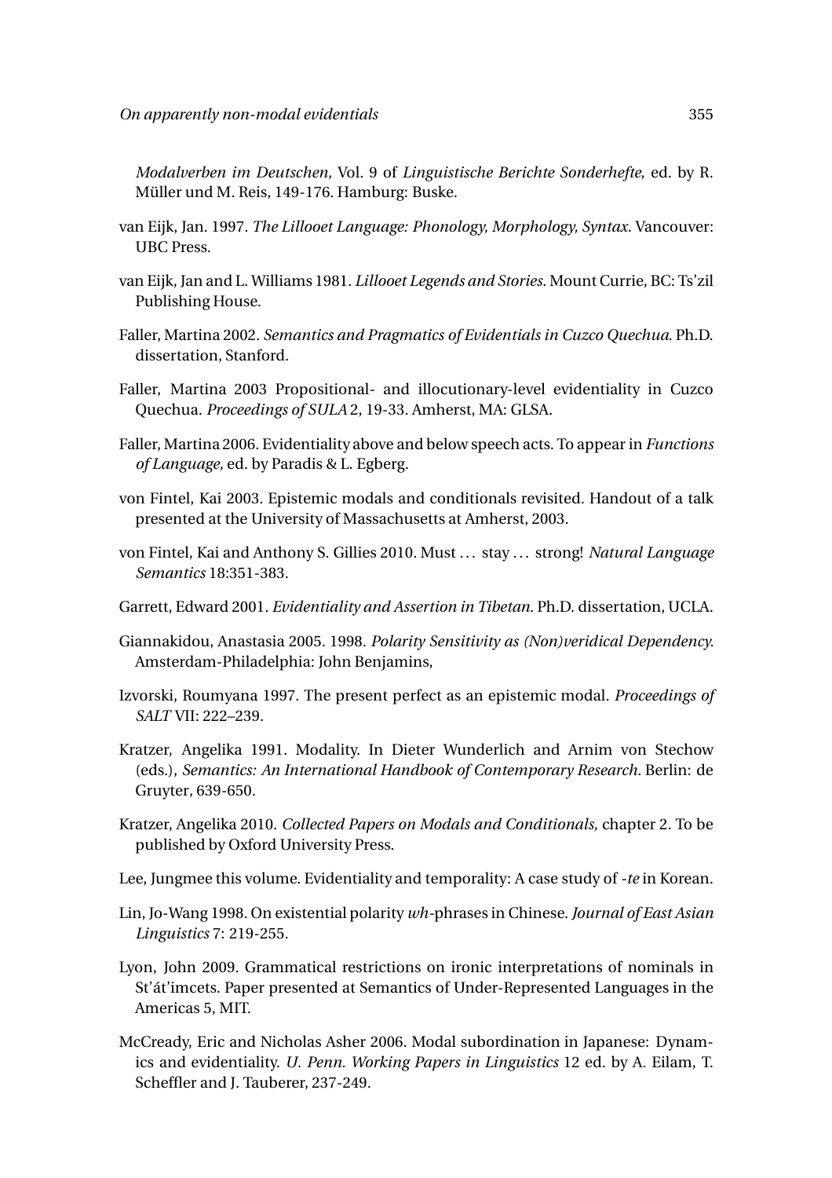*Modalverben im Deutschen,* Vol. 9 of *Linguistische Berichte Sonderhefte*, ed. by R. Müller und M. Reis, 149-176. Hamburg: Buske.

van Eijk, Jan. 1997. *The Lillooet Language: Phonology, Morphology, Syntax*. Vancouver: UBC Press.

van Eijk, Jan and L. Williams 1981. *Lillooet Legends and Stories.* Mount Currie, BC: Ts'zil Publishing House.

Faller, Martina 2002. *Semantics and Pragmatics of Evidentials in Cuzco Quechua*. Ph.D. dissertation, Stanford.

Faller, Martina 2003 Propositional- and illocutionary-level evidentiality in Cuzco Quechua. *Proceedings of SULA* 2, 19-33. Amherst, MA: GLSA.

Faller, Martina 2006. Evidentiality above and below speech acts. To appear in *Functions of Language,* ed. by Paradis & L. Egberg.

von Fintel, Kai 2003. Epistemic modals and conditionals revisited. Handout of a talk presented at the University of Massachusetts at Amherst, 2003.

von Fintel, Kai and Anthony S. Gillies 2010. Must ... stay ... strong! *Natural Language Semantics* 18:351-383.

Garrett, Edward 2001. *Evidentiality and Assertion in Tibetan*. Ph.D. dissertation, UCLA.

Giannakidou, Anastasia 2005. 1998. *Polarity Sensitivity as (Non)veridical Dependency.* Amsterdam-Philadelphia: John Benjamins,

Izvorski, Roumyana 1997. The present perfect as an epistemic modal. *Proceedings of SALT* VII: 222–239.

Kratzer, Angelika 1991. Modality. In Dieter Wunderlich and Arnim von Stechow (eds.), *Semantics: An International Handbook of Contemporary Research*. Berlin: de Gruyter, 639-650.

Kratzer, Angelika 2010. *Collected Papers on Modals and Conditionals,* chapter 2. To be published by Oxford University Press.

Lee, Jungmee this volume. Evidentiality and temporality: A case study of *-te* in Korean.

Lin, Jo-Wang 1998. On existential polarity *wh*-phrases in Chinese. *Journal of East Asian Linguistics* 7: 219-255.

Lyon, John 2009. Grammatical restrictions on ironic interpretations of nominals in St'át'imcets. Paper presented at Semantics of Under-Represented Languages in the Americas 5, MIT.

McCready, Eric and Nicholas Asher 2006. Modal subordination in Japanese: Dynamics and evidentiality. *U. Penn. Working Papers in Linguistics* 12 ed. by A. Eilam, T. Scheffler and J. Tauberer, 237-249.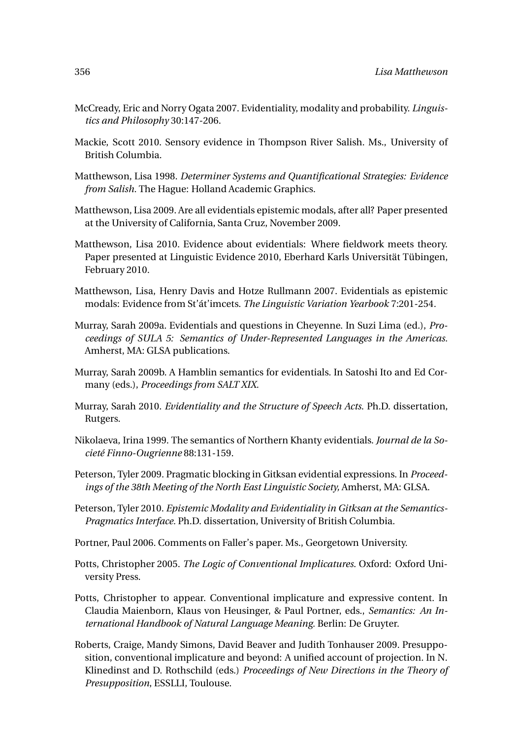McCready, Eric and Norry Ogata 2007. Evidentiality, modality and probability. *Linguistics and Philosophy* 30:147-206.

Mackie, Scott 2010. Sensory evidence in Thompson River Salish. Ms., University of British Columbia.

Matthewson, Lisa 1998. *Determiner Systems and Quantificational Strategies: Evidence from Salish*. The Hague: Holland Academic Graphics.

Matthewson, Lisa 2009. Are all evidentials epistemic modals, after all? Paper presented at the University of California, Santa Cruz, November 2009.

Matthewson, Lisa 2010. Evidence about evidentials: Where fieldwork meets theory. Paper presented at Linguistic Evidence 2010, Eberhard Karls Universität Tübingen, February 2010.

Matthewson, Lisa, Henry Davis and Hotze Rullmann 2007. Evidentials as epistemic modals: Evidence from St'át'imcets. *The Linguistic Variation Yearbook* 7:201-254.

Murray, Sarah 2009a. Evidentials and questions in Cheyenne. In Suzi Lima (ed.), *Proceedings of SULA 5: Semantics of Under-Represented Languages in the Americas*. Amherst, MA: GLSA publications.

Murray, Sarah 2009b. A Hamblin semantics for evidentials. In Satoshi Ito and Ed Cormany (eds.), *Proceedings from SALT XIX*.

Murray, Sarah 2010. *Evidentiality and the Structure of Speech Acts*. Ph.D. dissertation, Rutgers.

Nikolaeva, Irina 1999. The semantics of Northern Khanty evidentials. *Journal de la Société Finno-Ougrienne* 88:131-159.

Peterson, Tyler 2009. Pragmatic blocking in Gitksan evidential expressions. In *Proceedings of the 38th Meeting of the North East Linguistic Society*, Amherst, MA: GLSA.

Peterson, Tyler 2010. *Epistemic Modality and Evidentiality in Gitksan at the Semantics-Pragmatics Interface*. Ph.D. dissertation, University of British Columbia.

Portner, Paul 2006. Comments on Faller's paper. Ms., Georgetown University.

Potts, Christopher 2005. *The Logic of Conventional Implicatures*. Oxford: Oxford University Press.

Potts, Christopher to appear. Conventional implicature and expressive content. In Claudia Maienborn, Klaus von Heusinger, & Paul Portner, eds., *Semantics: An International Handbook of Natural Language Meaning*. Berlin: De Gruyter.

Roberts, Craige, Mandy Simons, David Beaver and Judith Tonhauser 2009. Presupposition, conventional implicature and beyond: A unified account of projection. In N. Klinedinst and D. Rothschild (eds.) *Proceedings of New Directions in the Theory of Presupposition*, ESSLLI, Toulouse.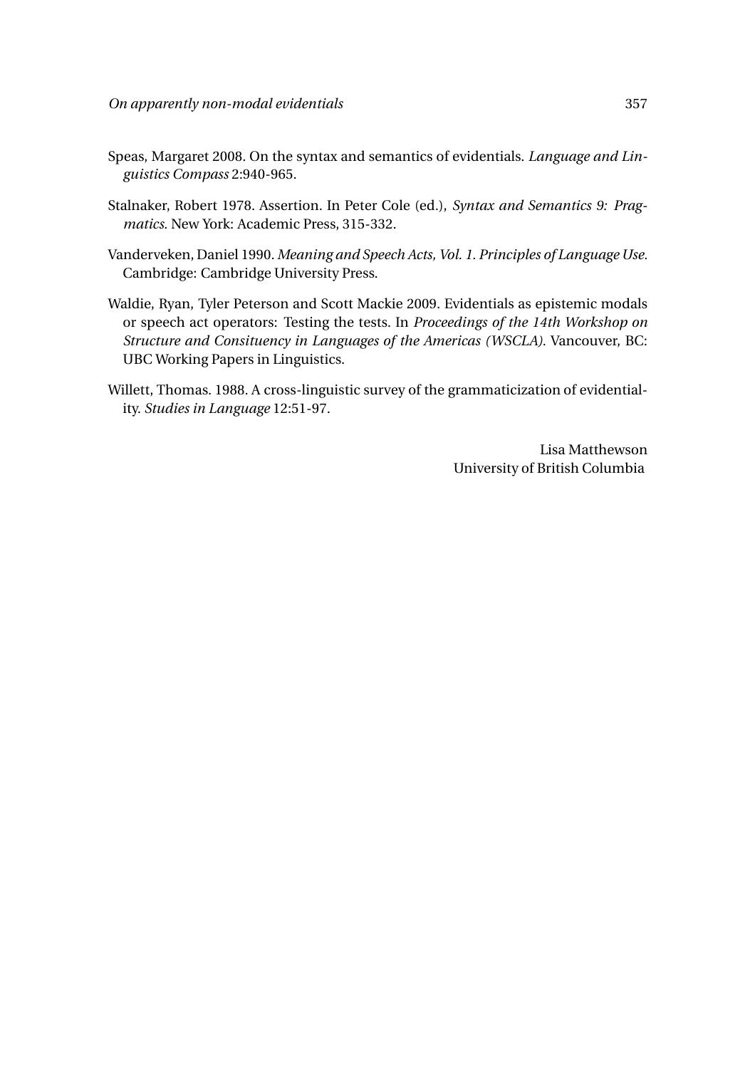Speas, Margaret 2008. On the syntax and semantics of evidentials. *Language and Linguistics Compass* 2:940-965.

Stalnaker, Robert 1978. Assertion. In Peter Cole (ed.), *Syntax and Semantics 9: Pragmatics.* New York: Academic Press, 315-332.

Vanderveken, Daniel 1990. *Meaning and Speech Acts, Vol. 1. Principles of Language Use.* Cambridge: Cambridge University Press.

Waldie, Ryan, Tyler Peterson and Scott Mackie 2009. Evidentials as epistemic modals or speech act operators: Testing the tests. In *Proceedings of the 14th Workshop on Structure and Consituency in Languages of the Americas (WSCLA)*. Vancouver, BC: UBC Working Papers in Linguistics.

Willett, Thomas. 1988. A cross-linguistic survey of the grammaticization of evidentiality. *Studies in Language* 12:51-97.

Lisa Matthewson
University of British Columbia